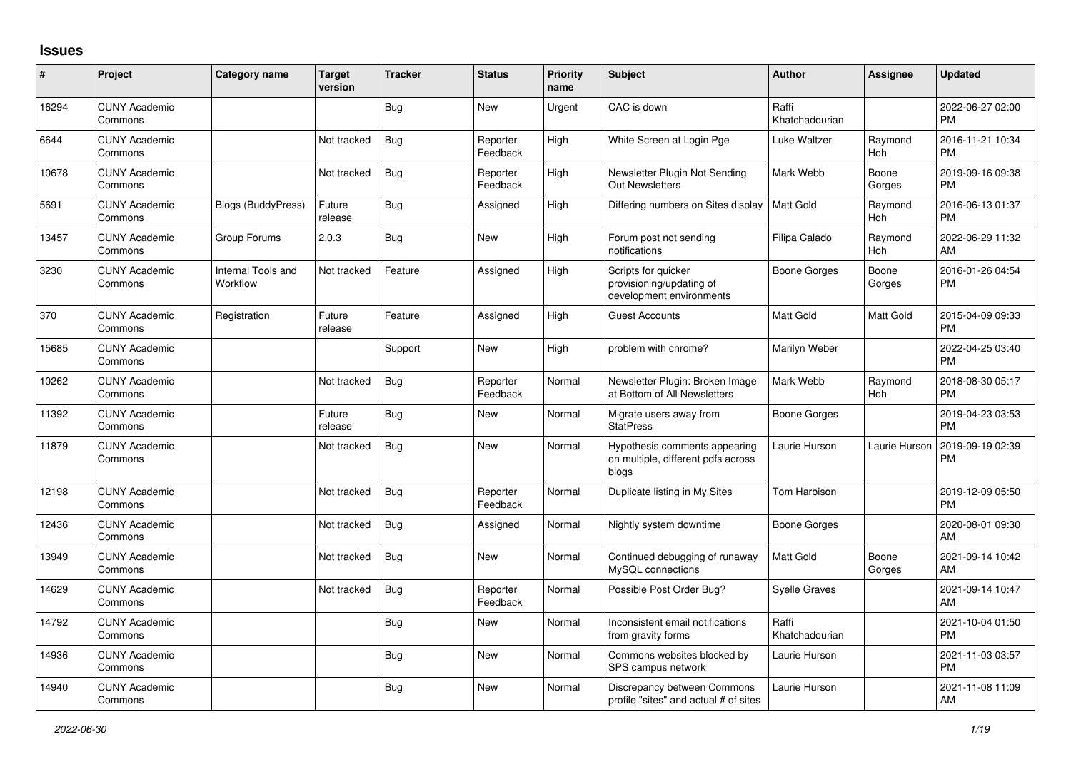# Issues

| # | Project | Category name | Target version | Tracker | Status | Priority name | Subject | Author | Assignee | Updated |
|---|---|---|---|---|---|---|---|---|---|---|
| 16294 | CUNY Academic Commons | | | Bug | New | Urgent | CAC is down | Raffi Khatchadourian | | 2022-06-27 02:00 PM |
| 6644 | CUNY Academic Commons | | Not tracked | Bug | Reporter Feedback | High | White Screen at Login Pge | Luke Waltzer | Raymond Hoh | 2016-11-21 10:34 PM |
| 10678 | CUNY Academic Commons | | Not tracked | Bug | Reporter Feedback | High | Newsletter Plugin Not Sending Out Newsletters | Mark Webb | Boone Gorges | 2019-09-16 09:38 PM |
| 5691 | CUNY Academic Commons | Blogs (BuddyPress) | Future release | Bug | Assigned | High | Differing numbers on Sites display | Matt Gold | Raymond Hoh | 2016-06-13 01:37 PM |
| 13457 | CUNY Academic Commons | Group Forums | 2.0.3 | Bug | New | High | Forum post not sending notifications | Filipa Calado | Raymond Hoh | 2022-06-29 11:32 AM |
| 3230 | CUNY Academic Commons | Internal Tools and Workflow | Not tracked | Feature | Assigned | High | Scripts for quicker provisioning/updating of development environments | Boone Gorges | Boone Gorges | 2016-01-26 04:54 PM |
| 370 | CUNY Academic Commons | Registration | Future release | Feature | Assigned | High | Guest Accounts | Matt Gold | Matt Gold | 2015-04-09 09:33 PM |
| 15685 | CUNY Academic Commons | | | Support | New | High | problem with chrome? | Marilyn Weber | | 2022-04-25 03:40 PM |
| 10262 | CUNY Academic Commons | | Not tracked | Bug | Reporter Feedback | Normal | Newsletter Plugin: Broken Image at Bottom of All Newsletters | Mark Webb | Raymond Hoh | 2018-08-30 05:17 PM |
| 11392 | CUNY Academic Commons | | Future release | Bug | New | Normal | Migrate users away from StatPress | Boone Gorges | | 2019-04-23 03:53 PM |
| 11879 | CUNY Academic Commons | | Not tracked | Bug | New | Normal | Hypothesis comments appearing on multiple, different pdfs across blogs | Laurie Hurson | Laurie Hurson | 2019-09-19 02:39 PM |
| 12198 | CUNY Academic Commons | | Not tracked | Bug | Reporter Feedback | Normal | Duplicate listing in My Sites | Tom Harbison | | 2019-12-09 05:50 PM |
| 12436 | CUNY Academic Commons | | Not tracked | Bug | Assigned | Normal | Nightly system downtime | Boone Gorges | | 2020-08-01 09:30 AM |
| 13949 | CUNY Academic Commons | | Not tracked | Bug | New | Normal | Continued debugging of runaway MySQL connections | Matt Gold | Boone Gorges | 2021-09-14 10:42 AM |
| 14629 | CUNY Academic Commons | | Not tracked | Bug | Reporter Feedback | Normal | Possible Post Order Bug? | Syelle Graves | | 2021-09-14 10:47 AM |
| 14792 | CUNY Academic Commons | | | Bug | New | Normal | Inconsistent email notifications from gravity forms | Raffi Khatchadourian | | 2021-10-04 01:50 PM |
| 14936 | CUNY Academic Commons | | | Bug | New | Normal | Commons websites blocked by SPS campus network | Laurie Hurson | | 2021-11-03 03:57 PM |
| 14940 | CUNY Academic Commons | | | Bug | New | Normal | Discrepancy between Commons profile "sites" and actual # of sites | Laurie Hurson | | 2021-11-08 11:09 AM |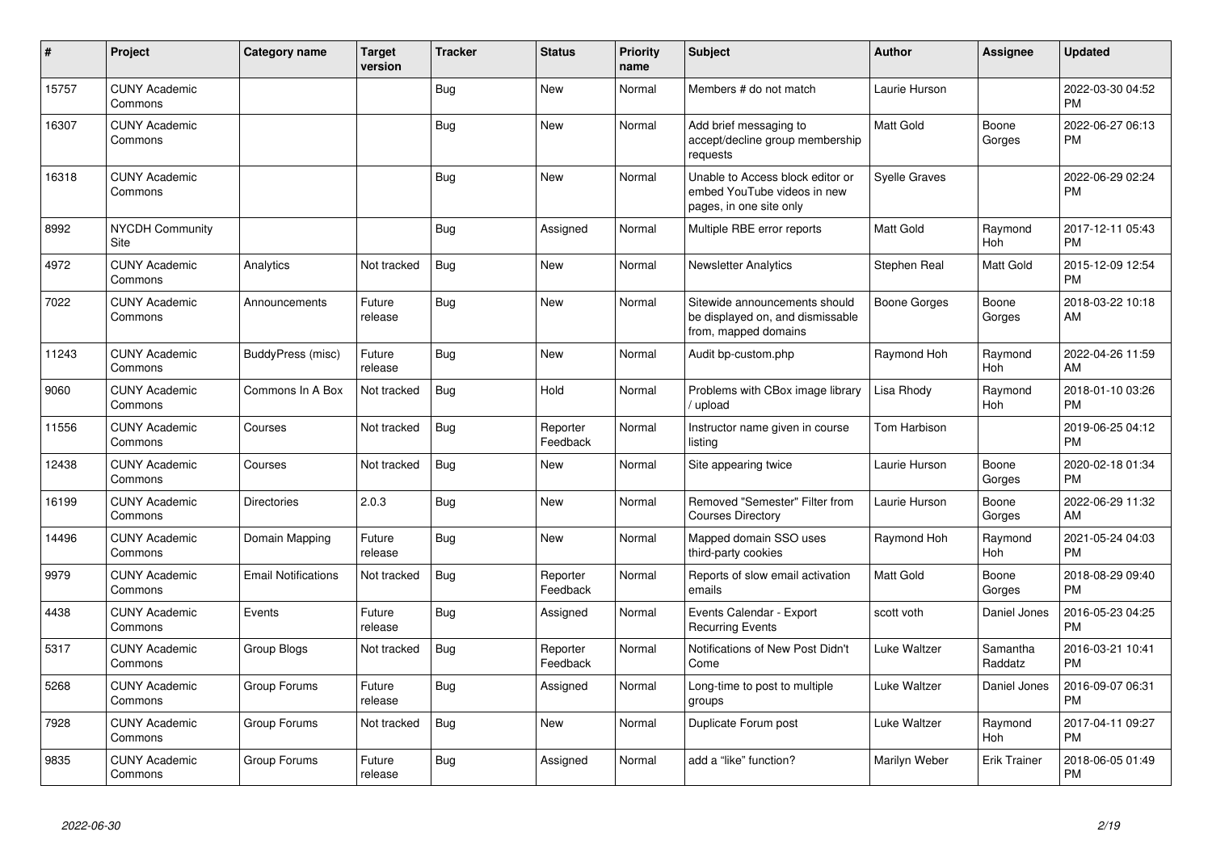| # | Project | Category name | Target version | Tracker | Status | Priority name | Subject | Author | Assignee | Updated |
|---|---|---|---|---|---|---|---|---|---|---|
| 15757 | CUNY Academic Commons | | | Bug | New | Normal | Members # do not match | Laurie Hurson | | 2022-03-30 04:52 PM |
| 16307 | CUNY Academic Commons | | | Bug | New | Normal | Add brief messaging to accept/decline group membership requests | Matt Gold | Boone Gorges | 2022-06-27 06:13 PM |
| 16318 | CUNY Academic Commons | | | Bug | New | Normal | Unable to Access block editor or embed YouTube videos in new pages, in one site only | Syelle Graves | | 2022-06-29 02:24 PM |
| 8992 | NYCDH Community Site | | | Bug | Assigned | Normal | Multiple RBE error reports | Matt Gold | Raymond Hoh | 2017-12-11 05:43 PM |
| 4972 | CUNY Academic Commons | Analytics | Not tracked | Bug | New | Normal | Newsletter Analytics | Stephen Real | Matt Gold | 2015-12-09 12:54 PM |
| 7022 | CUNY Academic Commons | Announcements | Future release | Bug | New | Normal | Sitewide announcements should be displayed on, and dismissable from, mapped domains | Boone Gorges | Boone Gorges | 2018-03-22 10:18 AM |
| 11243 | CUNY Academic Commons | BuddyPress (misc) | Future release | Bug | New | Normal | Audit bp-custom.php | Raymond Hoh | Raymond Hoh | 2022-04-26 11:59 AM |
| 9060 | CUNY Academic Commons | Commons In A Box | Not tracked | Bug | Hold | Normal | Problems with CBox image library / upload | Lisa Rhody | Raymond Hoh | 2018-01-10 03:26 PM |
| 11556 | CUNY Academic Commons | Courses | Not tracked | Bug | Reporter Feedback | Normal | Instructor name given in course listing | Tom Harbison | | 2019-06-25 04:12 PM |
| 12438 | CUNY Academic Commons | Courses | Not tracked | Bug | New | Normal | Site appearing twice | Laurie Hurson | Boone Gorges | 2020-02-18 01:34 PM |
| 16199 | CUNY Academic Commons | Directories | 2.0.3 | Bug | New | Normal | Removed "Semester" Filter from Courses Directory | Laurie Hurson | Boone Gorges | 2022-06-29 11:32 AM |
| 14496 | CUNY Academic Commons | Domain Mapping | Future release | Bug | New | Normal | Mapped domain SSO uses third-party cookies | Raymond Hoh | Raymond Hoh | 2021-05-24 04:03 PM |
| 9979 | CUNY Academic Commons | Email Notifications | Not tracked | Bug | Reporter Feedback | Normal | Reports of slow email activation emails | Matt Gold | Boone Gorges | 2018-08-29 09:40 PM |
| 4438 | CUNY Academic Commons | Events | Future release | Bug | Assigned | Normal | Events Calendar - Export Recurring Events | scott voth | Daniel Jones | 2016-05-23 04:25 PM |
| 5317 | CUNY Academic Commons | Group Blogs | Not tracked | Bug | Reporter Feedback | Normal | Notifications of New Post Didn't Come | Luke Waltzer | Samantha Raddatz | 2016-03-21 10:41 PM |
| 5268 | CUNY Academic Commons | Group Forums | Future release | Bug | Assigned | Normal | Long-time to post to multiple groups | Luke Waltzer | Daniel Jones | 2016-09-07 06:31 PM |
| 7928 | CUNY Academic Commons | Group Forums | Not tracked | Bug | New | Normal | Duplicate Forum post | Luke Waltzer | Raymond Hoh | 2017-04-11 09:27 PM |
| 9835 | CUNY Academic Commons | Group Forums | Future release | Bug | Assigned | Normal | add a "like" function? | Marilyn Weber | Erik Trainer | 2018-06-05 01:49 PM |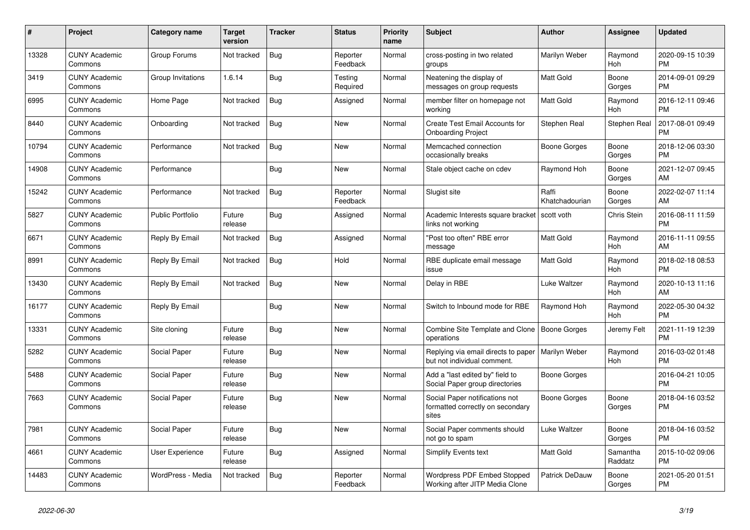| # | Project | Category name | Target version | Tracker | Status | Priority name | Subject | Author | Assignee | Updated |
|---|---|---|---|---|---|---|---|---|---|---|
| 13328 | CUNY Academic Commons | Group Forums | Not tracked | Bug | Reporter Feedback | Normal | cross-posting in two related groups | Marilyn Weber | Raymond Hoh | 2020-09-15 10:39 PM |
| 3419 | CUNY Academic Commons | Group Invitations | 1.6.14 | Bug | Testing Required | Normal | Neatening the display of messages on group requests | Matt Gold | Boone Gorges | 2014-09-01 09:29 PM |
| 6995 | CUNY Academic Commons | Home Page | Not tracked | Bug | Assigned | Normal | member filter on homepage not working | Matt Gold | Raymond Hoh | 2016-12-11 09:46 PM |
| 8440 | CUNY Academic Commons | Onboarding | Not tracked | Bug | New | Normal | Create Test Email Accounts for Onboarding Project | Stephen Real | Stephen Real | 2017-08-01 09:49 PM |
| 10794 | CUNY Academic Commons | Performance | Not tracked | Bug | New | Normal | Memcached connection occasionally breaks | Boone Gorges | Boone Gorges | 2018-12-06 03:30 PM |
| 14908 | CUNY Academic Commons | Performance | | Bug | New | Normal | Stale object cache on cdev | Raymond Hoh | Boone Gorges | 2021-12-07 09:45 AM |
| 15242 | CUNY Academic Commons | Performance | Not tracked | Bug | Reporter Feedback | Normal | Slugist site | Raffi Khatchadourian | Boone Gorges | 2022-02-07 11:14 AM |
| 5827 | CUNY Academic Commons | Public Portfolio | Future release | Bug | Assigned | Normal | Academic Interests square bracket links not working | scott voth | Chris Stein | 2016-08-11 11:59 PM |
| 6671 | CUNY Academic Commons | Reply By Email | Not tracked | Bug | Assigned | Normal | "Post too often" RBE error message | Matt Gold | Raymond Hoh | 2016-11-11 09:55 AM |
| 8991 | CUNY Academic Commons | Reply By Email | Not tracked | Bug | Hold | Normal | RBE duplicate email message issue | Matt Gold | Raymond Hoh | 2018-02-18 08:53 PM |
| 13430 | CUNY Academic Commons | Reply By Email | Not tracked | Bug | New | Normal | Delay in RBE | Luke Waltzer | Raymond Hoh | 2020-10-13 11:16 AM |
| 16177 | CUNY Academic Commons | Reply By Email | | Bug | New | Normal | Switch to Inbound mode for RBE | Raymond Hoh | Raymond Hoh | 2022-05-30 04:32 PM |
| 13331 | CUNY Academic Commons | Site cloning | Future release | Bug | New | Normal | Combine Site Template and Clone operations | Boone Gorges | Jeremy Felt | 2021-11-19 12:39 PM |
| 5282 | CUNY Academic Commons | Social Paper | Future release | Bug | New | Normal | Replying via email directs to paper but not individual comment. | Marilyn Weber | Raymond Hoh | 2016-03-02 01:48 PM |
| 5488 | CUNY Academic Commons | Social Paper | Future release | Bug | New | Normal | Add a "last edited by" field to Social Paper group directories | Boone Gorges | | 2016-04-21 10:05 PM |
| 7663 | CUNY Academic Commons | Social Paper | Future release | Bug | New | Normal | Social Paper notifications not formatted correctly on secondary sites | Boone Gorges | Boone Gorges | 2018-04-16 03:52 PM |
| 7981 | CUNY Academic Commons | Social Paper | Future release | Bug | New | Normal | Social Paper comments should not go to spam | Luke Waltzer | Boone Gorges | 2018-04-16 03:52 PM |
| 4661 | CUNY Academic Commons | User Experience | Future release | Bug | Assigned | Normal | Simplify Events text | Matt Gold | Samantha Raddatz | 2015-10-02 09:06 PM |
| 14483 | CUNY Academic Commons | WordPress - Media | Not tracked | Bug | Reporter Feedback | Normal | Wordpress PDF Embed Stopped Working after JITP Media Clone | Patrick DeDauw | Boone Gorges | 2021-05-20 01:51 PM |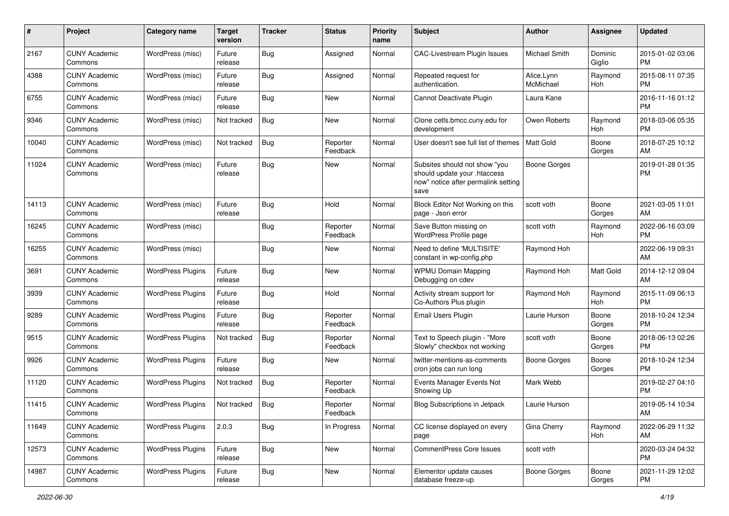| # | Project | Category name | Target version | Tracker | Status | Priority name | Subject | Author | Assignee | Updated |
|---|---|---|---|---|---|---|---|---|---|---|
| 2167 | CUNY Academic Commons | WordPress (misc) | Future release | Bug | Assigned | Normal | CAC-Livestream Plugin Issues | Michael Smith | Dominic Giglio | 2015-01-02 03:06 PM |
| 4388 | CUNY Academic Commons | WordPress (misc) | Future release | Bug | Assigned | Normal | Repeated request for authentication. | Alice.Lynn McMichael | Raymond Hoh | 2015-08-11 07:35 PM |
| 6755 | CUNY Academic Commons | WordPress (misc) | Future release | Bug | New | Normal | Cannot Deactivate Plugin | Laura Kane | | 2016-11-16 01:12 PM |
| 9346 | CUNY Academic Commons | WordPress (misc) | Not tracked | Bug | New | Normal | Clone cetls.bmcc.cuny.edu for development | Owen Roberts | Raymond Hoh | 2018-03-06 05:35 PM |
| 10040 | CUNY Academic Commons | WordPress (misc) | Not tracked | Bug | Reporter Feedback | Normal | User doesn't see full list of themes | Matt Gold | Boone Gorges | 2018-07-25 10:12 AM |
| 11024 | CUNY Academic Commons | WordPress (misc) | Future release | Bug | New | Normal | Subsites should not show "you should update your .htaccess now" notice after permalink setting save | Boone Gorges | | 2019-01-28 01:35 PM |
| 14113 | CUNY Academic Commons | WordPress (misc) | Future release | Bug | Hold | Normal | Block Editor Not Working on this page - Json error | scott voth | Boone Gorges | 2021-03-05 11:01 AM |
| 16245 | CUNY Academic Commons | WordPress (misc) | | Bug | Reporter Feedback | Normal | Save Button missing on WordPress Profile page | scott voth | Raymond Hoh | 2022-06-16 03:09 PM |
| 16255 | CUNY Academic Commons | WordPress (misc) | | Bug | New | Normal | Need to define 'MULTISITE' constant in wp-config.php | Raymond Hoh | | 2022-06-19 09:31 AM |
| 3691 | CUNY Academic Commons | WordPress Plugins | Future release | Bug | New | Normal | WPMU Domain Mapping Debugging on cdev | Raymond Hoh | Matt Gold | 2014-12-12 09:04 AM |
| 3939 | CUNY Academic Commons | WordPress Plugins | Future release | Bug | Hold | Normal | Activity stream support for Co-Authors Plus plugin | Raymond Hoh | Raymond Hoh | 2015-11-09 06:13 PM |
| 9289 | CUNY Academic Commons | WordPress Plugins | Future release | Bug | Reporter Feedback | Normal | Email Users Plugin | Laurie Hurson | Boone Gorges | 2018-10-24 12:34 PM |
| 9515 | CUNY Academic Commons | WordPress Plugins | Not tracked | Bug | Reporter Feedback | Normal | Text to Speech plugin - "More Slowly" checkbox not working | scott voth | Boone Gorges | 2018-06-13 02:26 PM |
| 9926 | CUNY Academic Commons | WordPress Plugins | Future release | Bug | New | Normal | twitter-mentions-as-comments cron jobs can run long | Boone Gorges | Boone Gorges | 2018-10-24 12:34 PM |
| 11120 | CUNY Academic Commons | WordPress Plugins | Not tracked | Bug | Reporter Feedback | Normal | Events Manager Events Not Showing Up | Mark Webb | | 2019-02-27 04:10 PM |
| 11415 | CUNY Academic Commons | WordPress Plugins | Not tracked | Bug | Reporter Feedback | Normal | Blog Subscriptions in Jetpack | Laurie Hurson | | 2019-05-14 10:34 AM |
| 11649 | CUNY Academic Commons | WordPress Plugins | 2.0.3 | Bug | In Progress | Normal | CC license displayed on every page | Gina Cherry | Raymond Hoh | 2022-06-29 11:32 AM |
| 12573 | CUNY Academic Commons | WordPress Plugins | Future release | Bug | New | Normal | CommentPress Core Issues | scott voth | | 2020-03-24 04:32 PM |
| 14987 | CUNY Academic Commons | WordPress Plugins | Future release | Bug | New | Normal | Elementor update causes database freeze-up | Boone Gorges | Boone Gorges | 2021-11-29 12:02 PM |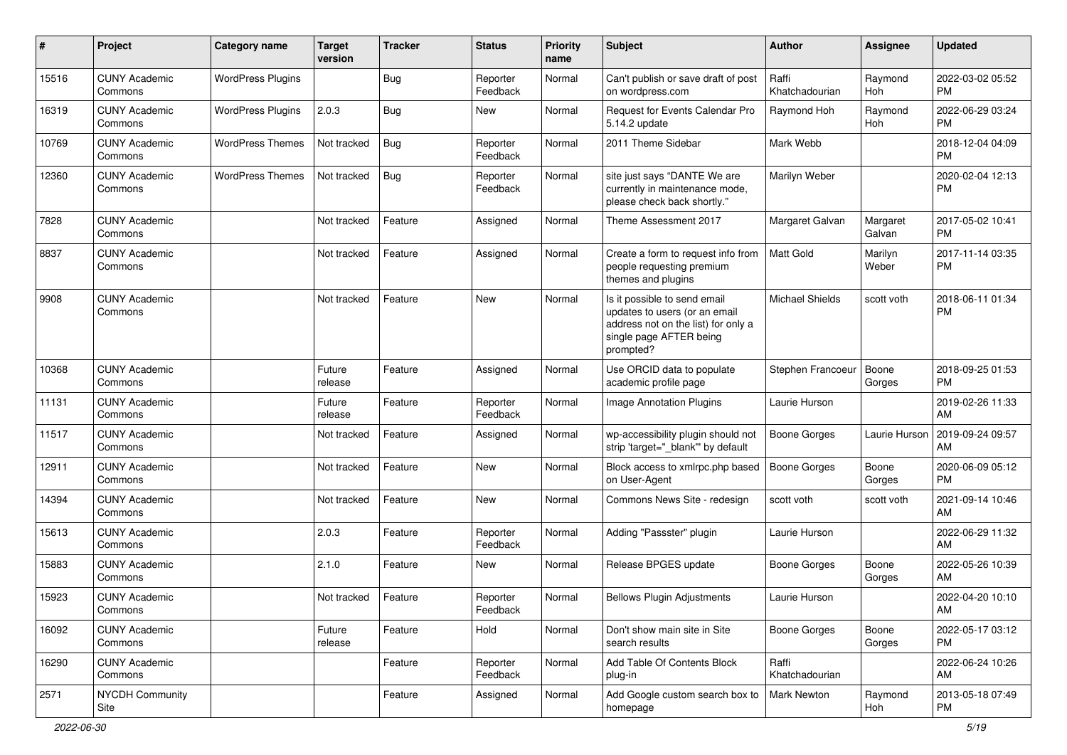| # | Project | Category name | Target version | Tracker | Status | Priority name | Subject | Author | Assignee | Updated |
|---|---|---|---|---|---|---|---|---|---|---|
| 15516 | CUNY Academic Commons | WordPress Plugins | | Bug | Reporter Feedback | Normal | Can't publish or save draft of post on wordpress.com | Raffi Khatchadourian | Raymond Hoh | 2022-03-02 05:52 PM |
| 16319 | CUNY Academic Commons | WordPress Plugins | 2.0.3 | Bug | New | Normal | Request for Events Calendar Pro 5.14.2 update | Raymond Hoh | Raymond Hoh | 2022-06-29 03:24 PM |
| 10769 | CUNY Academic Commons | WordPress Themes | Not tracked | Bug | Reporter Feedback | Normal | 2011 Theme Sidebar | Mark Webb | | 2018-12-04 04:09 PM |
| 12360 | CUNY Academic Commons | WordPress Themes | Not tracked | Bug | Reporter Feedback | Normal | site just says "DANTE We are currently in maintenance mode, please check back shortly." | Marilyn Weber | | 2020-02-04 12:13 PM |
| 7828 | CUNY Academic Commons | | Not tracked | Feature | Assigned | Normal | Theme Assessment 2017 | Margaret Galvan | Margaret Galvan | 2017-05-02 10:41 PM |
| 8837 | CUNY Academic Commons | | Not tracked | Feature | Assigned | Normal | Create a form to request info from people requesting premium themes and plugins | Matt Gold | Marilyn Weber | 2017-11-14 03:35 PM |
| 9908 | CUNY Academic Commons | | Not tracked | Feature | New | Normal | Is it possible to send email updates to users (or an email address not on the list) for only a single page AFTER being prompted? | Michael Shields | scott voth | 2018-06-11 01:34 PM |
| 10368 | CUNY Academic Commons | | Future release | Feature | Assigned | Normal | Use ORCID data to populate academic profile page | Stephen Francoeur | Boone Gorges | 2018-09-25 01:53 PM |
| 11131 | CUNY Academic Commons | | Future release | Feature | Reporter Feedback | Normal | Image Annotation Plugins | Laurie Hurson | | 2019-02-26 11:33 AM |
| 11517 | CUNY Academic Commons | | Not tracked | Feature | Assigned | Normal | wp-accessibility plugin should not strip 'target="_blank"' by default | Boone Gorges | Laurie Hurson | 2019-09-24 09:57 AM |
| 12911 | CUNY Academic Commons | | Not tracked | Feature | New | Normal | Block access to xmlrpc.php based on User-Agent | Boone Gorges | Boone Gorges | 2020-06-09 05:12 PM |
| 14394 | CUNY Academic Commons | | Not tracked | Feature | New | Normal | Commons News Site - redesign | scott voth | scott voth | 2021-09-14 10:46 AM |
| 15613 | CUNY Academic Commons | | 2.0.3 | Feature | Reporter Feedback | Normal | Adding "Passster" plugin | Laurie Hurson | | 2022-06-29 11:32 AM |
| 15883 | CUNY Academic Commons | | 2.1.0 | Feature | New | Normal | Release BPGES update | Boone Gorges | Boone Gorges | 2022-05-26 10:39 AM |
| 15923 | CUNY Academic Commons | | Not tracked | Feature | Reporter Feedback | Normal | Bellows Plugin Adjustments | Laurie Hurson | | 2022-04-20 10:10 AM |
| 16092 | CUNY Academic Commons | | Future release | Feature | Hold | Normal | Don't show main site in Site search results | Boone Gorges | Boone Gorges | 2022-05-17 03:12 PM |
| 16290 | CUNY Academic Commons | | | Feature | Reporter Feedback | Normal | Add Table Of Contents Block plug-in | Raffi Khatchadourian | | 2022-06-24 10:26 AM |
| 2571 | NYCDH Community Site | | | Feature | Assigned | Normal | Add Google custom search box to homepage | Mark Newton | Raymond Hoh | 2013-05-18 07:49 PM |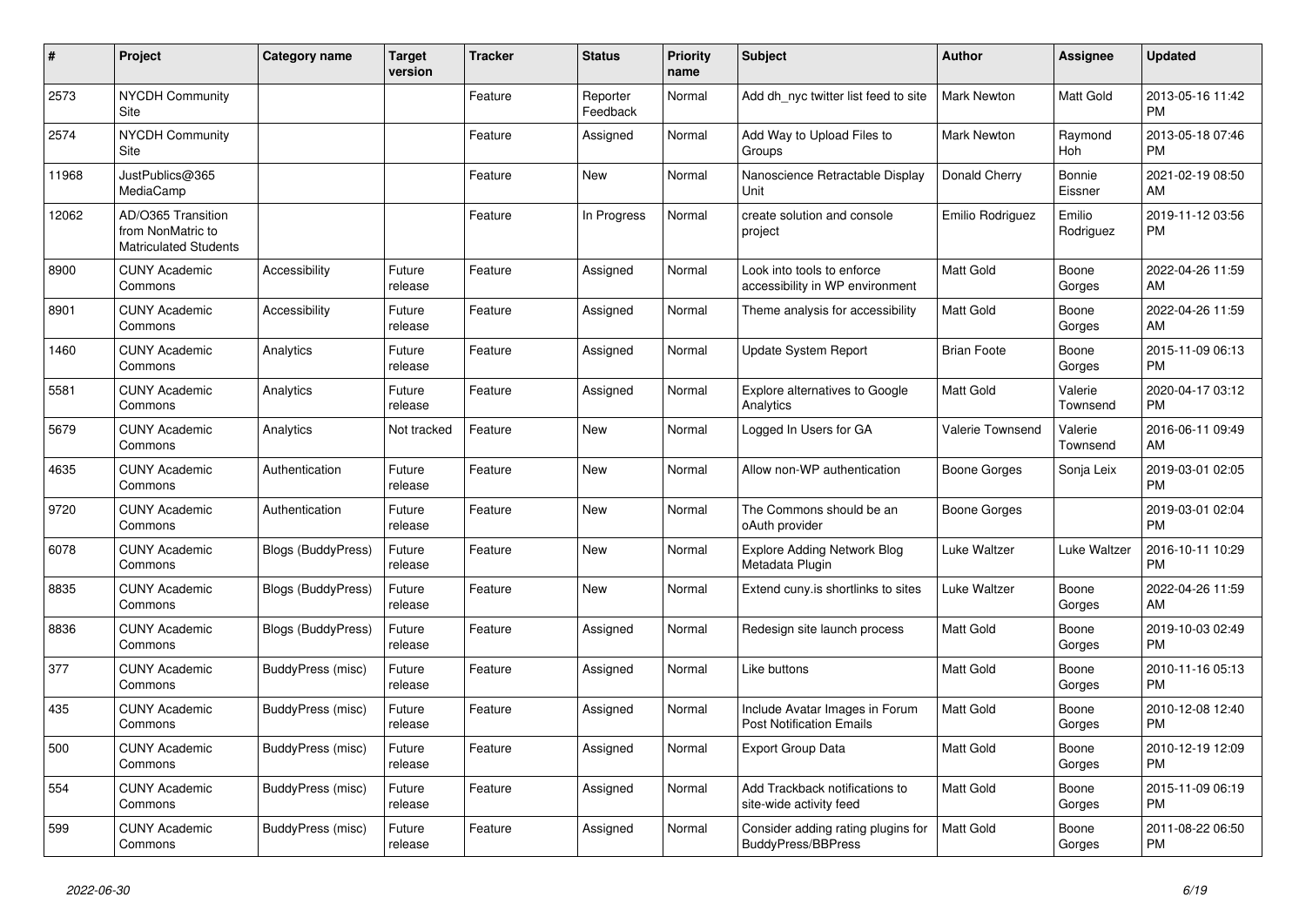| # | Project | Category name | Target version | Tracker | Status | Priority name | Subject | Author | Assignee | Updated |
|---|---|---|---|---|---|---|---|---|---|---|
| 2573 | NYCDH Community Site | | | Feature | Reporter Feedback | Normal | Add dh_nyc twitter list feed to site | Mark Newton | Matt Gold | 2013-05-16 11:42 PM |
| 2574 | NYCDH Community Site | | | Feature | Assigned | Normal | Add Way to Upload Files to Groups | Mark Newton | Raymond Hoh | 2013-05-18 07:46 PM |
| 11968 | JustPublics@365 MediaCamp | | | Feature | New | Normal | Nanoscience Retractable Display Unit | Donald Cherry | Bonnie Eissner | 2021-02-19 08:50 AM |
| 12062 | AD/O365 Transition from NonMatric to Matriculated Students | | | Feature | In Progress | Normal | create solution and console project | Emilio Rodriguez | Emilio Rodriguez | 2019-11-12 03:56 PM |
| 8900 | CUNY Academic Commons | Accessibility | Future release | Feature | Assigned | Normal | Look into tools to enforce accessibility in WP environment | Matt Gold | Boone Gorges | 2022-04-26 11:59 AM |
| 8901 | CUNY Academic Commons | Accessibility | Future release | Feature | Assigned | Normal | Theme analysis for accessibility | Matt Gold | Boone Gorges | 2022-04-26 11:59 AM |
| 1460 | CUNY Academic Commons | Analytics | Future release | Feature | Assigned | Normal | Update System Report | Brian Foote | Boone Gorges | 2015-11-09 06:13 PM |
| 5581 | CUNY Academic Commons | Analytics | Future release | Feature | Assigned | Normal | Explore alternatives to Google Analytics | Matt Gold | Valerie Townsend | 2020-04-17 03:12 PM |
| 5679 | CUNY Academic Commons | Analytics | Not tracked | Feature | New | Normal | Logged In Users for GA | Valerie Townsend | Valerie Townsend | 2016-06-11 09:49 AM |
| 4635 | CUNY Academic Commons | Authentication | Future release | Feature | New | Normal | Allow non-WP authentication | Boone Gorges | Sonja Leix | 2019-03-01 02:05 PM |
| 9720 | CUNY Academic Commons | Authentication | Future release | Feature | New | Normal | The Commons should be an oAuth provider | Boone Gorges | | 2019-03-01 02:04 PM |
| 6078 | CUNY Academic Commons | Blogs (BuddyPress) | Future release | Feature | New | Normal | Explore Adding Network Blog Metadata Plugin | Luke Waltzer | Luke Waltzer | 2016-10-11 10:29 PM |
| 8835 | CUNY Academic Commons | Blogs (BuddyPress) | Future release | Feature | New | Normal | Extend cuny.is shortlinks to sites | Luke Waltzer | Boone Gorges | 2022-04-26 11:59 AM |
| 8836 | CUNY Academic Commons | Blogs (BuddyPress) | Future release | Feature | Assigned | Normal | Redesign site launch process | Matt Gold | Boone Gorges | 2019-10-03 02:49 PM |
| 377 | CUNY Academic Commons | BuddyPress (misc) | Future release | Feature | Assigned | Normal | Like buttons | Matt Gold | Boone Gorges | 2010-11-16 05:13 PM |
| 435 | CUNY Academic Commons | BuddyPress (misc) | Future release | Feature | Assigned | Normal | Include Avatar Images in Forum Post Notification Emails | Matt Gold | Boone Gorges | 2010-12-08 12:40 PM |
| 500 | CUNY Academic Commons | BuddyPress (misc) | Future release | Feature | Assigned | Normal | Export Group Data | Matt Gold | Boone Gorges | 2010-12-19 12:09 PM |
| 554 | CUNY Academic Commons | BuddyPress (misc) | Future release | Feature | Assigned | Normal | Add Trackback notifications to site-wide activity feed | Matt Gold | Boone Gorges | 2015-11-09 06:19 PM |
| 599 | CUNY Academic Commons | BuddyPress (misc) | Future release | Feature | Assigned | Normal | Consider adding rating plugins for BuddyPress/BBPress | Matt Gold | Boone Gorges | 2011-08-22 06:50 PM |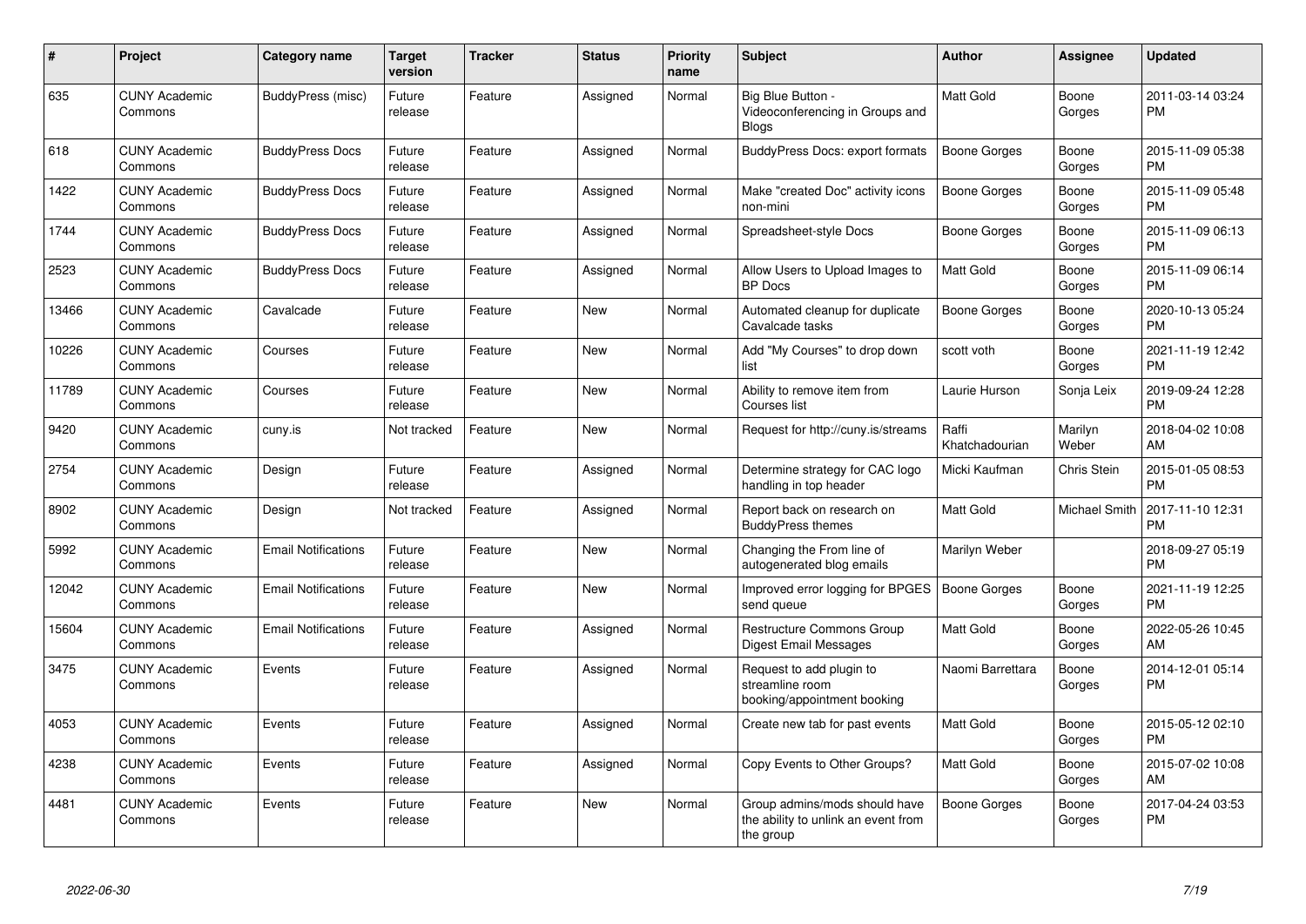| # | Project | Category name | Target version | Tracker | Status | Priority name | Subject | Author | Assignee | Updated |
|---|---|---|---|---|---|---|---|---|---|---|
| 635 | CUNY Academic Commons | BuddyPress (misc) | Future release | Feature | Assigned | Normal | Big Blue Button - Videoconferencing in Groups and Blogs | Matt Gold | Boone Gorges | 2011-03-14 03:24 PM |
| 618 | CUNY Academic Commons | BuddyPress Docs | Future release | Feature | Assigned | Normal | BuddyPress Docs: export formats | Boone Gorges | Boone Gorges | 2015-11-09 05:38 PM |
| 1422 | CUNY Academic Commons | BuddyPress Docs | Future release | Feature | Assigned | Normal | Make "created Doc" activity icons non-mini | Boone Gorges | Boone Gorges | 2015-11-09 05:48 PM |
| 1744 | CUNY Academic Commons | BuddyPress Docs | Future release | Feature | Assigned | Normal | Spreadsheet-style Docs | Boone Gorges | Boone Gorges | 2015-11-09 06:13 PM |
| 2523 | CUNY Academic Commons | BuddyPress Docs | Future release | Feature | Assigned | Normal | Allow Users to Upload Images to BP Docs | Matt Gold | Boone Gorges | 2015-11-09 06:14 PM |
| 13466 | CUNY Academic Commons | Cavalcade | Future release | Feature | New | Normal | Automated cleanup for duplicate Cavalcade tasks | Boone Gorges | Boone Gorges | 2020-10-13 05:24 PM |
| 10226 | CUNY Academic Commons | Courses | Future release | Feature | New | Normal | Add "My Courses" to drop down list | scott voth | Boone Gorges | 2021-11-19 12:42 PM |
| 11789 | CUNY Academic Commons | Courses | Future release | Feature | New | Normal | Ability to remove item from Courses list | Laurie Hurson | Sonja Leix | 2019-09-24 12:28 PM |
| 9420 | CUNY Academic Commons | cuny.is | Not tracked | Feature | New | Normal | Request for http://cuny.is/streams | Raffi Khatchadourian | Marilyn Weber | 2018-04-02 10:08 AM |
| 2754 | CUNY Academic Commons | Design | Future release | Feature | Assigned | Normal | Determine strategy for CAC logo handling in top header | Micki Kaufman | Chris Stein | 2015-01-05 08:53 PM |
| 8902 | CUNY Academic Commons | Design | Not tracked | Feature | Assigned | Normal | Report back on research on BuddyPress themes | Matt Gold | Michael Smith | 2017-11-10 12:31 PM |
| 5992 | CUNY Academic Commons | Email Notifications | Future release | Feature | New | Normal | Changing the From line of autogenerated blog emails | Marilyn Weber | | 2018-09-27 05:19 PM |
| 12042 | CUNY Academic Commons | Email Notifications | Future release | Feature | New | Normal | Improved error logging for BPGES send queue | Boone Gorges | Boone Gorges | 2021-11-19 12:25 PM |
| 15604 | CUNY Academic Commons | Email Notifications | Future release | Feature | Assigned | Normal | Restructure Commons Group Digest Email Messages | Matt Gold | Boone Gorges | 2022-05-26 10:45 AM |
| 3475 | CUNY Academic Commons | Events | Future release | Feature | Assigned | Normal | Request to add plugin to streamline room booking/appointment booking | Naomi Barrettara | Boone Gorges | 2014-12-01 05:14 PM |
| 4053 | CUNY Academic Commons | Events | Future release | Feature | Assigned | Normal | Create new tab for past events | Matt Gold | Boone Gorges | 2015-05-12 02:10 PM |
| 4238 | CUNY Academic Commons | Events | Future release | Feature | Assigned | Normal | Copy Events to Other Groups? | Matt Gold | Boone Gorges | 2015-07-02 10:08 AM |
| 4481 | CUNY Academic Commons | Events | Future release | Feature | New | Normal | Group admins/mods should have the ability to unlink an event from the group | Boone Gorges | Boone Gorges | 2017-04-24 03:53 PM |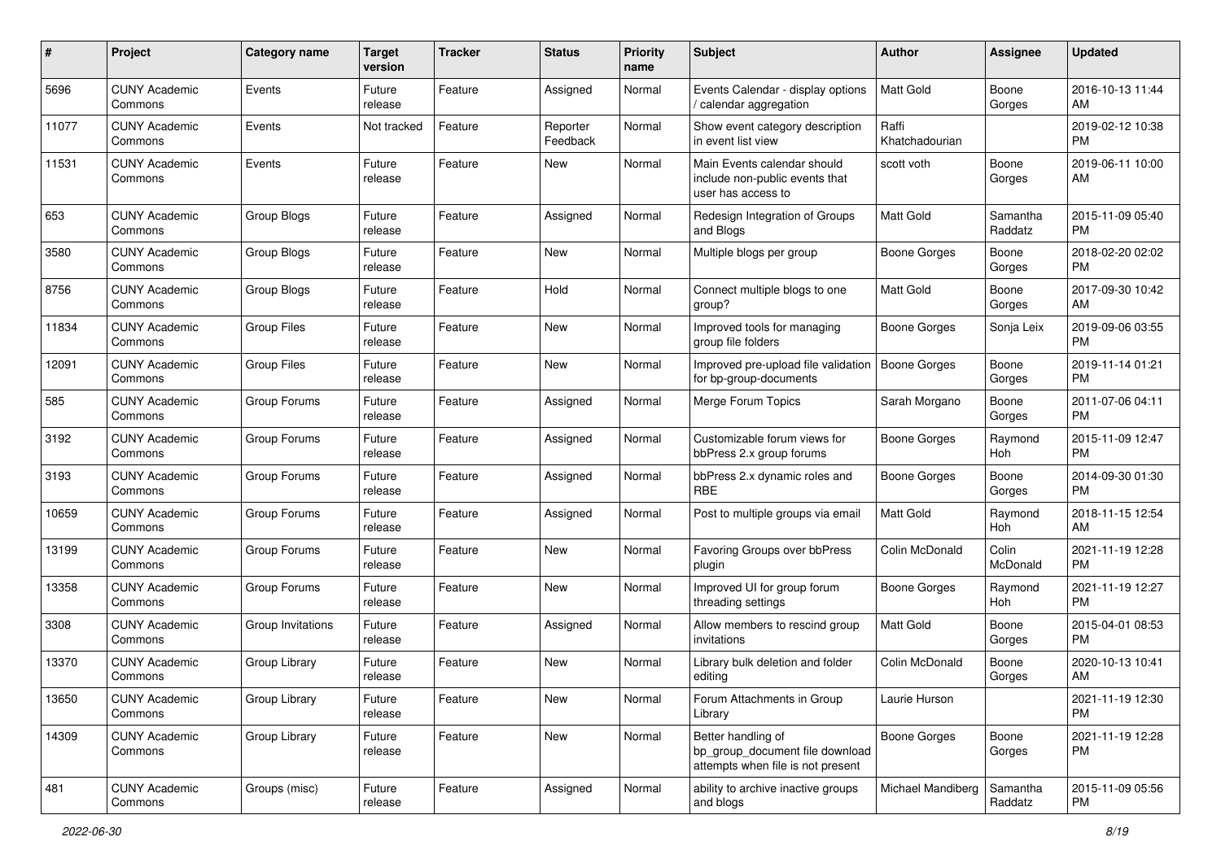| # | Project | Category name | Target version | Tracker | Status | Priority name | Subject | Author | Assignee | Updated |
|---|---|---|---|---|---|---|---|---|---|---|
| 5696 | CUNY Academic Commons | Events | Future release | Feature | Assigned | Normal | Events Calendar - display options / calendar aggregation | Matt Gold | Boone Gorges | 2016-10-13 11:44 AM |
| 11077 | CUNY Academic Commons | Events | Not tracked | Feature | Reporter Feedback | Normal | Show event category description in event list view | Raffi Khatchadourian | | 2019-02-12 10:38 PM |
| 11531 | CUNY Academic Commons | Events | Future release | Feature | New | Normal | Main Events calendar should include non-public events that user has access to | scott voth | Boone Gorges | 2019-06-11 10:00 AM |
| 653 | CUNY Academic Commons | Group Blogs | Future release | Feature | Assigned | Normal | Redesign Integration of Groups and Blogs | Matt Gold | Samantha Raddatz | 2015-11-09 05:40 PM |
| 3580 | CUNY Academic Commons | Group Blogs | Future release | Feature | New | Normal | Multiple blogs per group | Boone Gorges | Boone Gorges | 2018-02-20 02:02 PM |
| 8756 | CUNY Academic Commons | Group Blogs | Future release | Feature | Hold | Normal | Connect multiple blogs to one group? | Matt Gold | Boone Gorges | 2017-09-30 10:42 AM |
| 11834 | CUNY Academic Commons | Group Files | Future release | Feature | New | Normal | Improved tools for managing group file folders | Boone Gorges | Sonja Leix | 2019-09-06 03:55 PM |
| 12091 | CUNY Academic Commons | Group Files | Future release | Feature | New | Normal | Improved pre-upload file validation for bp-group-documents | Boone Gorges | Boone Gorges | 2019-11-14 01:21 PM |
| 585 | CUNY Academic Commons | Group Forums | Future release | Feature | Assigned | Normal | Merge Forum Topics | Sarah Morgano | Boone Gorges | 2011-07-06 04:11 PM |
| 3192 | CUNY Academic Commons | Group Forums | Future release | Feature | Assigned | Normal | Customizable forum views for bbPress 2.x group forums | Boone Gorges | Raymond Hoh | 2015-11-09 12:47 PM |
| 3193 | CUNY Academic Commons | Group Forums | Future release | Feature | Assigned | Normal | bbPress 2.x dynamic roles and RBE | Boone Gorges | Boone Gorges | 2014-09-30 01:30 PM |
| 10659 | CUNY Academic Commons | Group Forums | Future release | Feature | Assigned | Normal | Post to multiple groups via email | Matt Gold | Raymond Hoh | 2018-11-15 12:54 AM |
| 13199 | CUNY Academic Commons | Group Forums | Future release | Feature | New | Normal | Favoring Groups over bbPress plugin | Colin McDonald | Colin McDonald | 2021-11-19 12:28 PM |
| 13358 | CUNY Academic Commons | Group Forums | Future release | Feature | New | Normal | Improved UI for group forum threading settings | Boone Gorges | Raymond Hoh | 2021-11-19 12:27 PM |
| 3308 | CUNY Academic Commons | Group Invitations | Future release | Feature | Assigned | Normal | Allow members to rescind group invitations | Matt Gold | Boone Gorges | 2015-04-01 08:53 PM |
| 13370 | CUNY Academic Commons | Group Library | Future release | Feature | New | Normal | Library bulk deletion and folder editing | Colin McDonald | Boone Gorges | 2020-10-13 10:41 AM |
| 13650 | CUNY Academic Commons | Group Library | Future release | Feature | New | Normal | Forum Attachments in Group Library | Laurie Hurson | | 2021-11-19 12:30 PM |
| 14309 | CUNY Academic Commons | Group Library | Future release | Feature | New | Normal | Better handling of bp_group_document file download attempts when file is not present | Boone Gorges | Boone Gorges | 2021-11-19 12:28 PM |
| 481 | CUNY Academic Commons | Groups (misc) | Future release | Feature | Assigned | Normal | ability to archive inactive groups and blogs | Michael Mandiberg | Samantha Raddatz | 2015-11-09 05:56 PM |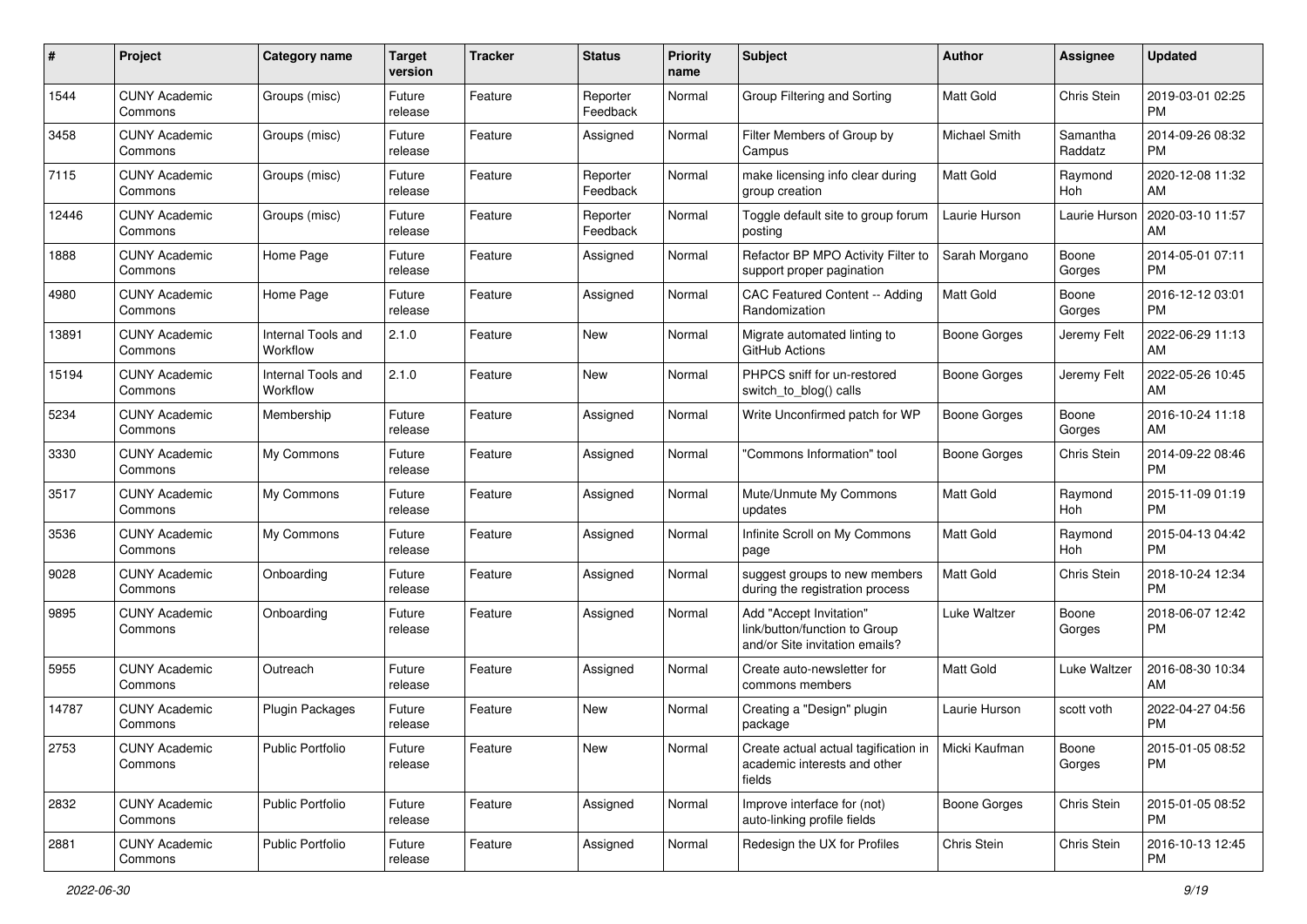| # | Project | Category name | Target version | Tracker | Status | Priority name | Subject | Author | Assignee | Updated |
|---|---|---|---|---|---|---|---|---|---|---|
| 1544 | CUNY Academic Commons | Groups (misc) | Future release | Feature | Reporter Feedback | Normal | Group Filtering and Sorting | Matt Gold | Chris Stein | 2019-03-01 02:25 PM |
| 3458 | CUNY Academic Commons | Groups (misc) | Future release | Feature | Assigned | Normal | Filter Members of Group by Campus | Michael Smith | Samantha Raddatz | 2014-09-26 08:32 PM |
| 7115 | CUNY Academic Commons | Groups (misc) | Future release | Feature | Reporter Feedback | Normal | make licensing info clear during group creation | Matt Gold | Raymond Hoh | 2020-12-08 11:32 AM |
| 12446 | CUNY Academic Commons | Groups (misc) | Future release | Feature | Reporter Feedback | Normal | Toggle default site to group forum posting | Laurie Hurson | Laurie Hurson | 2020-03-10 11:57 AM |
| 1888 | CUNY Academic Commons | Home Page | Future release | Feature | Assigned | Normal | Refactor BP MPO Activity Filter to support proper pagination | Sarah Morgano | Boone Gorges | 2014-05-01 07:11 PM |
| 4980 | CUNY Academic Commons | Home Page | Future release | Feature | Assigned | Normal | CAC Featured Content -- Adding Randomization | Matt Gold | Boone Gorges | 2016-12-12 03:01 PM |
| 13891 | CUNY Academic Commons | Internal Tools and Workflow | 2.1.0 | Feature | New | Normal | Migrate automated linting to GitHub Actions | Boone Gorges | Jeremy Felt | 2022-06-29 11:13 AM |
| 15194 | CUNY Academic Commons | Internal Tools and Workflow | 2.1.0 | Feature | New | Normal | PHPCS sniff for un-restored switch_to_blog() calls | Boone Gorges | Jeremy Felt | 2022-05-26 10:45 AM |
| 5234 | CUNY Academic Commons | Membership | Future release | Feature | Assigned | Normal | Write Unconfirmed patch for WP | Boone Gorges | Boone Gorges | 2016-10-24 11:18 AM |
| 3330 | CUNY Academic Commons | My Commons | Future release | Feature | Assigned | Normal | "Commons Information" tool | Boone Gorges | Chris Stein | 2014-09-22 08:46 PM |
| 3517 | CUNY Academic Commons | My Commons | Future release | Feature | Assigned | Normal | Mute/Unmute My Commons updates | Matt Gold | Raymond Hoh | 2015-11-09 01:19 PM |
| 3536 | CUNY Academic Commons | My Commons | Future release | Feature | Assigned | Normal | Infinite Scroll on My Commons page | Matt Gold | Raymond Hoh | 2015-04-13 04:42 PM |
| 9028 | CUNY Academic Commons | Onboarding | Future release | Feature | Assigned | Normal | suggest groups to new members during the registration process | Matt Gold | Chris Stein | 2018-10-24 12:34 PM |
| 9895 | CUNY Academic Commons | Onboarding | Future release | Feature | Assigned | Normal | Add "Accept Invitation" link/button/function to Group and/or Site invitation emails? | Luke Waltzer | Boone Gorges | 2018-06-07 12:42 PM |
| 5955 | CUNY Academic Commons | Outreach | Future release | Feature | Assigned | Normal | Create auto-newsletter for commons members | Matt Gold | Luke Waltzer | 2016-08-30 10:34 AM |
| 14787 | CUNY Academic Commons | Plugin Packages | Future release | Feature | New | Normal | Creating a "Design" plugin package | Laurie Hurson | scott voth | 2022-04-27 04:56 PM |
| 2753 | CUNY Academic Commons | Public Portfolio | Future release | Feature | New | Normal | Create actual actual tagification in academic interests and other fields | Micki Kaufman | Boone Gorges | 2015-01-05 08:52 PM |
| 2832 | CUNY Academic Commons | Public Portfolio | Future release | Feature | Assigned | Normal | Improve interface for (not) auto-linking profile fields | Boone Gorges | Chris Stein | 2015-01-05 08:52 PM |
| 2881 | CUNY Academic Commons | Public Portfolio | Future release | Feature | Assigned | Normal | Redesign the UX for Profiles | Chris Stein | Chris Stein | 2016-10-13 12:45 PM |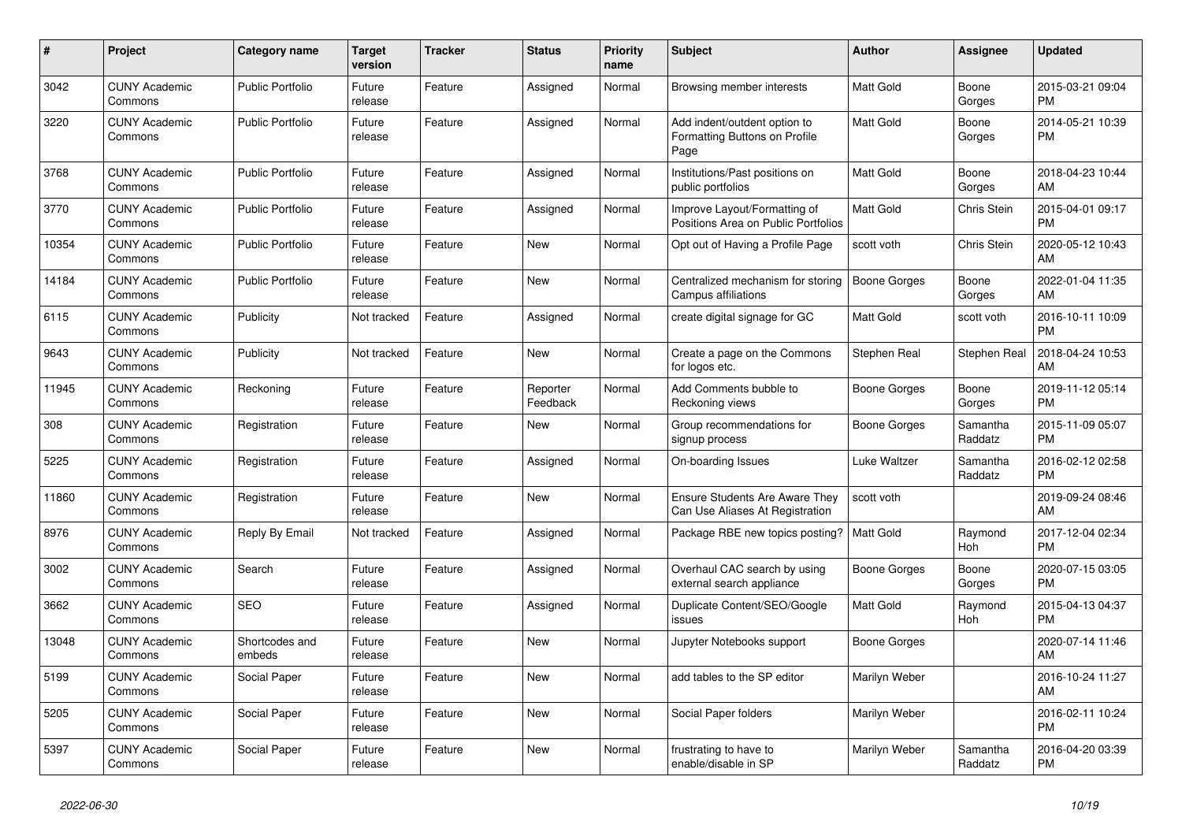| # | Project | Category name | Target version | Tracker | Status | Priority name | Subject | Author | Assignee | Updated |
|---|---|---|---|---|---|---|---|---|---|---|
| 3042 | CUNY Academic Commons | Public Portfolio | Future release | Feature | Assigned | Normal | Browsing member interests | Matt Gold | Boone Gorges | 2015-03-21 09:04 PM |
| 3220 | CUNY Academic Commons | Public Portfolio | Future release | Feature | Assigned | Normal | Add indent/outdent option to Formatting Buttons on Profile Page | Matt Gold | Boone Gorges | 2014-05-21 10:39 PM |
| 3768 | CUNY Academic Commons | Public Portfolio | Future release | Feature | Assigned | Normal | Institutions/Past positions on public portfolios | Matt Gold | Boone Gorges | 2018-04-23 10:44 AM |
| 3770 | CUNY Academic Commons | Public Portfolio | Future release | Feature | Assigned | Normal | Improve Layout/Formatting of Positions Area on Public Portfolios | Matt Gold | Chris Stein | 2015-04-01 09:17 PM |
| 10354 | CUNY Academic Commons | Public Portfolio | Future release | Feature | New | Normal | Opt out of Having a Profile Page | scott voth | Chris Stein | 2020-05-12 10:43 AM |
| 14184 | CUNY Academic Commons | Public Portfolio | Future release | Feature | New | Normal | Centralized mechanism for storing Campus affiliations | Boone Gorges | Boone Gorges | 2022-01-04 11:35 AM |
| 6115 | CUNY Academic Commons | Publicity | Not tracked | Feature | Assigned | Normal | create digital signage for GC | Matt Gold | scott voth | 2016-10-11 10:09 PM |
| 9643 | CUNY Academic Commons | Publicity | Not tracked | Feature | New | Normal | Create a page on the Commons for logos etc. | Stephen Real | Stephen Real | 2018-04-24 10:53 AM |
| 11945 | CUNY Academic Commons | Reckoning | Future release | Feature | Reporter Feedback | Normal | Add Comments bubble to Reckoning views | Boone Gorges | Boone Gorges | 2019-11-12 05:14 PM |
| 308 | CUNY Academic Commons | Registration | Future release | Feature | New | Normal | Group recommendations for signup process | Boone Gorges | Samantha Raddatz | 2015-11-09 05:07 PM |
| 5225 | CUNY Academic Commons | Registration | Future release | Feature | Assigned | Normal | On-boarding Issues | Luke Waltzer | Samantha Raddatz | 2016-02-12 02:58 PM |
| 11860 | CUNY Academic Commons | Registration | Future release | Feature | New | Normal | Ensure Students Are Aware They Can Use Aliases At Registration | scott voth | | 2019-09-24 08:46 AM |
| 8976 | CUNY Academic Commons | Reply By Email | Not tracked | Feature | Assigned | Normal | Package RBE new topics posting? | Matt Gold | Raymond Hoh | 2017-12-04 02:34 PM |
| 3002 | CUNY Academic Commons | Search | Future release | Feature | Assigned | Normal | Overhaul CAC search by using external search appliance | Boone Gorges | Boone Gorges | 2020-07-15 03:05 PM |
| 3662 | CUNY Academic Commons | SEO | Future release | Feature | Assigned | Normal | Duplicate Content/SEO/Google issues | Matt Gold | Raymond Hoh | 2015-04-13 04:37 PM |
| 13048 | CUNY Academic Commons | Shortcodes and embeds | Future release | Feature | New | Normal | Jupyter Notebooks support | Boone Gorges | | 2020-07-14 11:46 AM |
| 5199 | CUNY Academic Commons | Social Paper | Future release | Feature | New | Normal | add tables to the SP editor | Marilyn Weber | | 2016-10-24 11:27 AM |
| 5205 | CUNY Academic Commons | Social Paper | Future release | Feature | New | Normal | Social Paper folders | Marilyn Weber | | 2016-02-11 10:24 PM |
| 5397 | CUNY Academic Commons | Social Paper | Future release | Feature | New | Normal | frustrating to have to enable/disable in SP | Marilyn Weber | Samantha Raddatz | 2016-04-20 03:39 PM |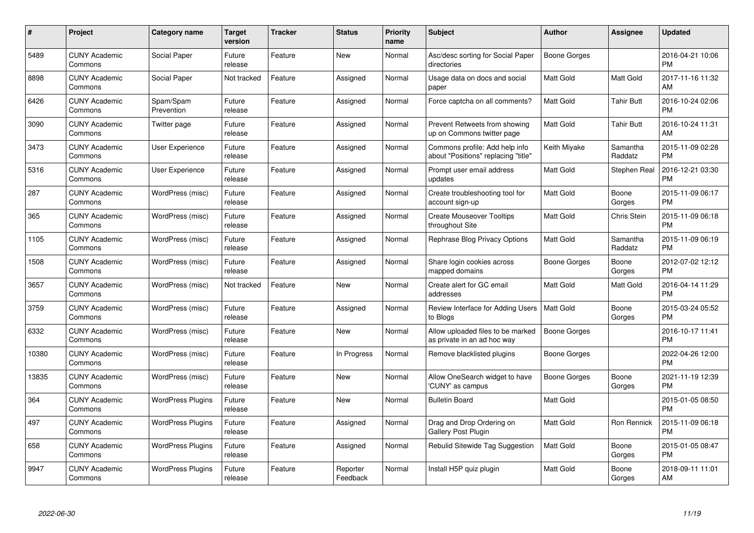| # | Project | Category name | Target version | Tracker | Status | Priority name | Subject | Author | Assignee | Updated |
|---|---|---|---|---|---|---|---|---|---|---|
| 5489 | CUNY Academic Commons | Social Paper | Future release | Feature | New | Normal | Asc/desc sorting for Social Paper directories | Boone Gorges | | 2016-04-21 10:06 PM |
| 8898 | CUNY Academic Commons | Social Paper | Not tracked | Feature | Assigned | Normal | Usage data on docs and social paper | Matt Gold | Matt Gold | 2017-11-16 11:32 AM |
| 6426 | CUNY Academic Commons | Spam/Spam Prevention | Future release | Feature | Assigned | Normal | Force captcha on all comments? | Matt Gold | Tahir Butt | 2016-10-24 02:06 PM |
| 3090 | CUNY Academic Commons | Twitter page | Future release | Feature | Assigned | Normal | Prevent Retweets from showing up on Commons twitter page | Matt Gold | Tahir Butt | 2016-10-24 11:31 AM |
| 3473 | CUNY Academic Commons | User Experience | Future release | Feature | Assigned | Normal | Commons profile: Add help info about "Positions" replacing "title" | Keith Miyake | Samantha Raddatz | 2015-11-09 02:28 PM |
| 5316 | CUNY Academic Commons | User Experience | Future release | Feature | Assigned | Normal | Prompt user email address updates | Matt Gold | Stephen Real | 2016-12-21 03:30 PM |
| 287 | CUNY Academic Commons | WordPress (misc) | Future release | Feature | Assigned | Normal | Create troubleshooting tool for account sign-up | Matt Gold | Boone Gorges | 2015-11-09 06:17 PM |
| 365 | CUNY Academic Commons | WordPress (misc) | Future release | Feature | Assigned | Normal | Create Mouseover Tooltips throughout Site | Matt Gold | Chris Stein | 2015-11-09 06:18 PM |
| 1105 | CUNY Academic Commons | WordPress (misc) | Future release | Feature | Assigned | Normal | Rephrase Blog Privacy Options | Matt Gold | Samantha Raddatz | 2015-11-09 06:19 PM |
| 1508 | CUNY Academic Commons | WordPress (misc) | Future release | Feature | Assigned | Normal | Share login cookies across mapped domains | Boone Gorges | Boone Gorges | 2012-07-02 12:12 PM |
| 3657 | CUNY Academic Commons | WordPress (misc) | Not tracked | Feature | New | Normal | Create alert for GC email addresses | Matt Gold | Matt Gold | 2016-04-14 11:29 PM |
| 3759 | CUNY Academic Commons | WordPress (misc) | Future release | Feature | Assigned | Normal | Review Interface for Adding Users to Blogs | Matt Gold | Boone Gorges | 2015-03-24 05:52 PM |
| 6332 | CUNY Academic Commons | WordPress (misc) | Future release | Feature | New | Normal | Allow uploaded files to be marked as private in an ad hoc way | Boone Gorges | | 2016-10-17 11:41 PM |
| 10380 | CUNY Academic Commons | WordPress (misc) | Future release | Feature | In Progress | Normal | Remove blacklisted plugins | Boone Gorges | | 2022-04-26 12:00 PM |
| 13835 | CUNY Academic Commons | WordPress (misc) | Future release | Feature | New | Normal | Allow OneSearch widget to have 'CUNY' as campus | Boone Gorges | Boone Gorges | 2021-11-19 12:39 PM |
| 364 | CUNY Academic Commons | WordPress Plugins | Future release | Feature | New | Normal | Bulletin Board | Matt Gold | | 2015-01-05 08:50 PM |
| 497 | CUNY Academic Commons | WordPress Plugins | Future release | Feature | Assigned | Normal | Drag and Drop Ordering on Gallery Post Plugin | Matt Gold | Ron Rennick | 2015-11-09 06:18 PM |
| 658 | CUNY Academic Commons | WordPress Plugins | Future release | Feature | Assigned | Normal | Rebulid Sitewide Tag Suggestion | Matt Gold | Boone Gorges | 2015-01-05 08:47 PM |
| 9947 | CUNY Academic Commons | WordPress Plugins | Future release | Feature | Reporter Feedback | Normal | Install H5P quiz plugin | Matt Gold | Boone Gorges | 2018-09-11 11:01 AM |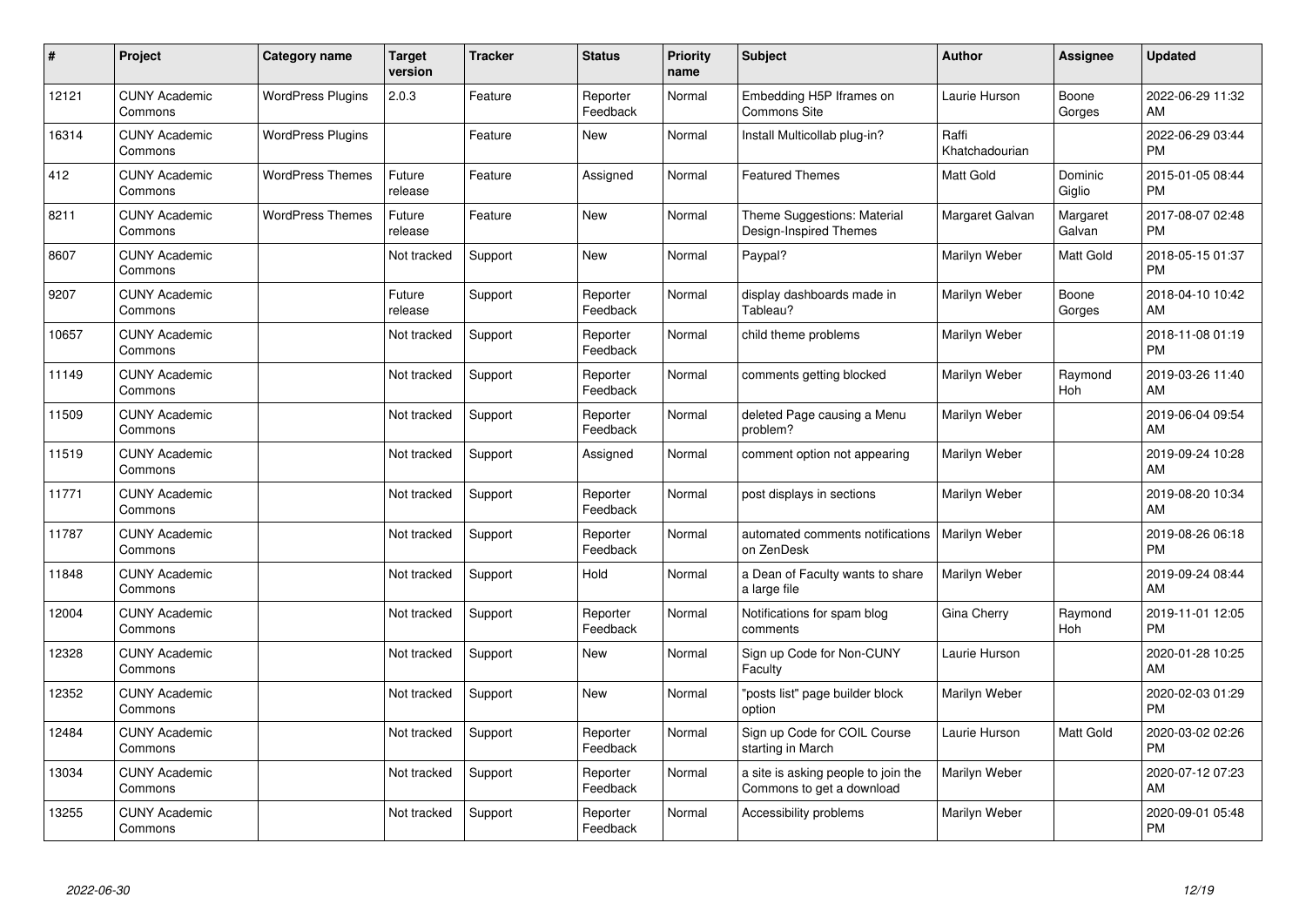| # | Project | Category name | Target version | Tracker | Status | Priority name | Subject | Author | Assignee | Updated |
|---|---|---|---|---|---|---|---|---|---|---|
| 12121 | CUNY Academic Commons | WordPress Plugins | 2.0.3 | Feature | Reporter Feedback | Normal | Embedding H5P Iframes on Commons Site | Laurie Hurson | Boone Gorges | 2022-06-29 11:32 AM |
| 16314 | CUNY Academic Commons | WordPress Plugins | | Feature | New | Normal | Install Multicollab plug-in? | Raffi Khatchadourian | | 2022-06-29 03:44 PM |
| 412 | CUNY Academic Commons | WordPress Themes | Future release | Feature | Assigned | Normal | Featured Themes | Matt Gold | Dominic Giglio | 2015-01-05 08:44 PM |
| 8211 | CUNY Academic Commons | WordPress Themes | Future release | Feature | New | Normal | Theme Suggestions: Material Design-Inspired Themes | Margaret Galvan | Margaret Galvan | 2017-08-07 02:48 PM |
| 8607 | CUNY Academic Commons | | Not tracked | Support | New | Normal | Paypal? | Marilyn Weber | Matt Gold | 2018-05-15 01:37 PM |
| 9207 | CUNY Academic Commons | | Future release | Support | Reporter Feedback | Normal | display dashboards made in Tableau? | Marilyn Weber | Boone Gorges | 2018-04-10 10:42 AM |
| 10657 | CUNY Academic Commons | | Not tracked | Support | Reporter Feedback | Normal | child theme problems | Marilyn Weber | | 2018-11-08 01:19 PM |
| 11149 | CUNY Academic Commons | | Not tracked | Support | Reporter Feedback | Normal | comments getting blocked | Marilyn Weber | Raymond Hoh | 2019-03-26 11:40 AM |
| 11509 | CUNY Academic Commons | | Not tracked | Support | Reporter Feedback | Normal | deleted Page causing a Menu problem? | Marilyn Weber | | 2019-06-04 09:54 AM |
| 11519 | CUNY Academic Commons | | Not tracked | Support | Assigned | Normal | comment option not appearing | Marilyn Weber | | 2019-09-24 10:28 AM |
| 11771 | CUNY Academic Commons | | Not tracked | Support | Reporter Feedback | Normal | post displays in sections | Marilyn Weber | | 2019-08-20 10:34 AM |
| 11787 | CUNY Academic Commons | | Not tracked | Support | Reporter Feedback | Normal | automated comments notifications on ZenDesk | Marilyn Weber | | 2019-08-26 06:18 PM |
| 11848 | CUNY Academic Commons | | Not tracked | Support | Hold | Normal | a Dean of Faculty wants to share a large file | Marilyn Weber | | 2019-09-24 08:44 AM |
| 12004 | CUNY Academic Commons | | Not tracked | Support | Reporter Feedback | Normal | Notifications for spam blog comments | Gina Cherry | Raymond Hoh | 2019-11-01 12:05 PM |
| 12328 | CUNY Academic Commons | | Not tracked | Support | New | Normal | Sign up Code for Non-CUNY Faculty | Laurie Hurson | | 2020-01-28 10:25 AM |
| 12352 | CUNY Academic Commons | | Not tracked | Support | New | Normal | "posts list" page builder block option | Marilyn Weber | | 2020-02-03 01:29 PM |
| 12484 | CUNY Academic Commons | | Not tracked | Support | Reporter Feedback | Normal | Sign up Code for COIL Course starting in March | Laurie Hurson | Matt Gold | 2020-03-02 02:26 PM |
| 13034 | CUNY Academic Commons | | Not tracked | Support | Reporter Feedback | Normal | a site is asking people to join the Commons to get a download | Marilyn Weber | | 2020-07-12 07:23 AM |
| 13255 | CUNY Academic Commons | | Not tracked | Support | Reporter Feedback | Normal | Accessibility problems | Marilyn Weber | | 2020-09-01 05:48 PM |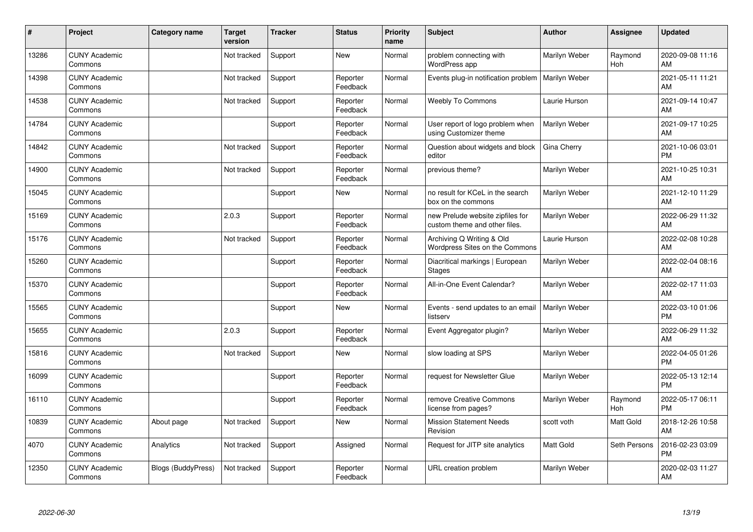| # | Project | Category name | Target version | Tracker | Status | Priority name | Subject | Author | Assignee | Updated |
|---|---|---|---|---|---|---|---|---|---|---|
| 13286 | CUNY Academic Commons | | Not tracked | Support | New | Normal | problem connecting with WordPress app | Marilyn Weber | Raymond Hoh | 2020-09-08 11:16 AM |
| 14398 | CUNY Academic Commons | | Not tracked | Support | Reporter Feedback | Normal | Events plug-in notification problem | Marilyn Weber | | 2021-05-11 11:21 AM |
| 14538 | CUNY Academic Commons | | Not tracked | Support | Reporter Feedback | Normal | Weebly To Commons | Laurie Hurson | | 2021-09-14 10:47 AM |
| 14784 | CUNY Academic Commons | | | Support | Reporter Feedback | Normal | User report of logo problem when using Customizer theme | Marilyn Weber | | 2021-09-17 10:25 AM |
| 14842 | CUNY Academic Commons | | Not tracked | Support | Reporter Feedback | Normal | Question about widgets and block editor | Gina Cherry | | 2021-10-06 03:01 PM |
| 14900 | CUNY Academic Commons | | Not tracked | Support | Reporter Feedback | Normal | previous theme? | Marilyn Weber | | 2021-10-25 10:31 AM |
| 15045 | CUNY Academic Commons | | | Support | New | Normal | no result for KCeL in the search box on the commons | Marilyn Weber | | 2021-12-10 11:29 AM |
| 15169 | CUNY Academic Commons | | 2.0.3 | Support | Reporter Feedback | Normal | new Prelude website zipfiles for custom theme and other files. | Marilyn Weber | | 2022-06-29 11:32 AM |
| 15176 | CUNY Academic Commons | | Not tracked | Support | Reporter Feedback | Normal | Archiving Q Writing & Old Wordpress Sites on the Commons | Laurie Hurson | | 2022-02-08 10:28 AM |
| 15260 | CUNY Academic Commons | | | Support | Reporter Feedback | Normal | Diacritical markings \| European Stages | Marilyn Weber | | 2022-02-04 08:16 AM |
| 15370 | CUNY Academic Commons | | | Support | Reporter Feedback | Normal | All-in-One Event Calendar? | Marilyn Weber | | 2022-02-17 11:03 AM |
| 15565 | CUNY Academic Commons | | | Support | New | Normal | Events - send updates to an email listserv | Marilyn Weber | | 2022-03-10 01:06 PM |
| 15655 | CUNY Academic Commons | | 2.0.3 | Support | Reporter Feedback | Normal | Event Aggregator plugin? | Marilyn Weber | | 2022-06-29 11:32 AM |
| 15816 | CUNY Academic Commons | | Not tracked | Support | New | Normal | slow loading at SPS | Marilyn Weber | | 2022-04-05 01:26 PM |
| 16099 | CUNY Academic Commons | | | Support | Reporter Feedback | Normal | request for Newsletter Glue | Marilyn Weber | | 2022-05-13 12:14 PM |
| 16110 | CUNY Academic Commons | | | Support | Reporter Feedback | Normal | remove Creative Commons license from pages? | Marilyn Weber | Raymond Hoh | 2022-05-17 06:11 PM |
| 10839 | CUNY Academic Commons | About page | Not tracked | Support | New | Normal | Mission Statement Needs Revision | scott voth | Matt Gold | 2018-12-26 10:58 AM |
| 4070 | CUNY Academic Commons | Analytics | Not tracked | Support | Assigned | Normal | Request for JITP site analytics | Matt Gold | Seth Persons | 2016-02-23 03:09 PM |
| 12350 | CUNY Academic Commons | Blogs (BuddyPress) | Not tracked | Support | Reporter Feedback | Normal | URL creation problem | Marilyn Weber | | 2020-02-03 11:27 AM |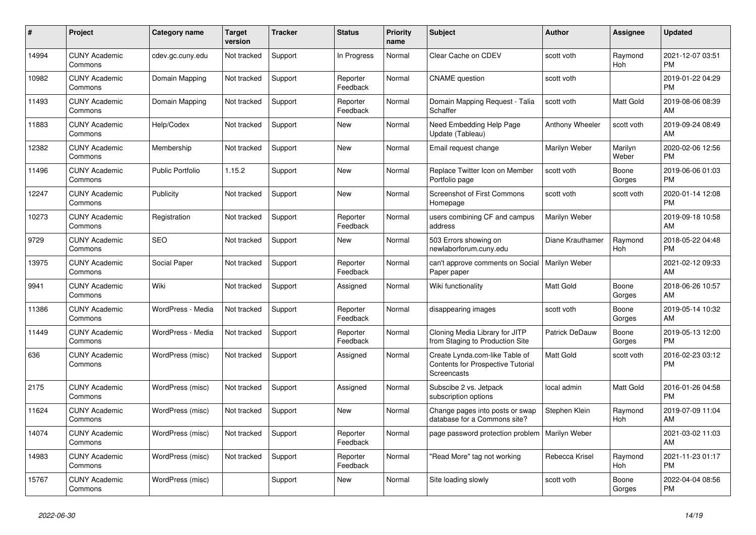| # | Project | Category name | Target version | Tracker | Status | Priority name | Subject | Author | Assignee | Updated |
|---|---|---|---|---|---|---|---|---|---|---|
| 14994 | CUNY Academic Commons | cdev.gc.cuny.edu | Not tracked | Support | In Progress | Normal | Clear Cache on CDEV | scott voth | Raymond Hoh | 2021-12-07 03:51 PM |
| 10982 | CUNY Academic Commons | Domain Mapping | Not tracked | Support | Reporter Feedback | Normal | CNAME question | scott voth | | 2019-01-22 04:29 PM |
| 11493 | CUNY Academic Commons | Domain Mapping | Not tracked | Support | Reporter Feedback | Normal | Domain Mapping Request - Talia Schaffer | scott voth | Matt Gold | 2019-08-06 08:39 AM |
| 11883 | CUNY Academic Commons | Help/Codex | Not tracked | Support | New | Normal | Need Embedding Help Page Update (Tableau) | Anthony Wheeler | scott voth | 2019-09-24 08:49 AM |
| 12382 | CUNY Academic Commons | Membership | Not tracked | Support | New | Normal | Email request change | Marilyn Weber | Marilyn Weber | 2020-02-06 12:56 PM |
| 11496 | CUNY Academic Commons | Public Portfolio | 1.15.2 | Support | New | Normal | Replace Twitter Icon on Member Portfolio page | scott voth | Boone Gorges | 2019-06-06 01:03 PM |
| 12247 | CUNY Academic Commons | Publicity | Not tracked | Support | New | Normal | Screenshot of First Commons Homepage | scott voth | scott voth | 2020-01-14 12:08 PM |
| 10273 | CUNY Academic Commons | Registration | Not tracked | Support | Reporter Feedback | Normal | users combining CF and campus address | Marilyn Weber | | 2019-09-18 10:58 AM |
| 9729 | CUNY Academic Commons | SEO | Not tracked | Support | New | Normal | 503 Errors showing on newlaborforum.cuny.edu | Diane Krauthamer | Raymond Hoh | 2018-05-22 04:48 PM |
| 13975 | CUNY Academic Commons | Social Paper | Not tracked | Support | Reporter Feedback | Normal | can't approve comments on Social Paper paper | Marilyn Weber | | 2021-02-12 09:33 AM |
| 9941 | CUNY Academic Commons | Wiki | Not tracked | Support | Assigned | Normal | Wiki functionality | Matt Gold | Boone Gorges | 2018-06-26 10:57 AM |
| 11386 | CUNY Academic Commons | WordPress - Media | Not tracked | Support | Reporter Feedback | Normal | disappearing images | scott voth | Boone Gorges | 2019-05-14 10:32 AM |
| 11449 | CUNY Academic Commons | WordPress - Media | Not tracked | Support | Reporter Feedback | Normal | Cloning Media Library for JITP from Staging to Production Site | Patrick DeDauw | Boone Gorges | 2019-05-13 12:00 PM |
| 636 | CUNY Academic Commons | WordPress (misc) | Not tracked | Support | Assigned | Normal | Create Lynda.com-like Table of Contents for Prospective Tutorial Screencasts | Matt Gold | scott voth | 2016-02-23 03:12 PM |
| 2175 | CUNY Academic Commons | WordPress (misc) | Not tracked | Support | Assigned | Normal | Subscibe 2 vs. Jetpack subscription options | local admin | Matt Gold | 2016-01-26 04:58 PM |
| 11624 | CUNY Academic Commons | WordPress (misc) | Not tracked | Support | New | Normal | Change pages into posts or swap database for a Commons site? | Stephen Klein | Raymond Hoh | 2019-07-09 11:04 AM |
| 14074 | CUNY Academic Commons | WordPress (misc) | Not tracked | Support | Reporter Feedback | Normal | page password protection problem | Marilyn Weber | | 2021-03-02 11:03 AM |
| 14983 | CUNY Academic Commons | WordPress (misc) | Not tracked | Support | Reporter Feedback | Normal | "Read More" tag not working | Rebecca Krisel | Raymond Hoh | 2021-11-23 01:17 PM |
| 15767 | CUNY Academic Commons | WordPress (misc) | | Support | New | Normal | Site loading slowly | scott voth | Boone Gorges | 2022-04-04 08:56 PM |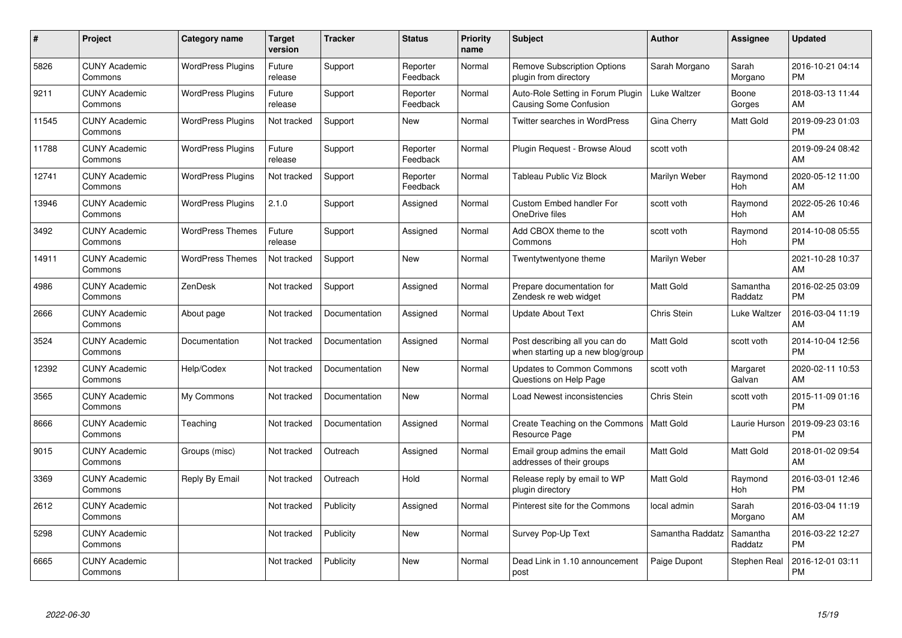| # | Project | Category name | Target version | Tracker | Status | Priority name | Subject | Author | Assignee | Updated |
|---|---|---|---|---|---|---|---|---|---|---|
| 5826 | CUNY Academic Commons | WordPress Plugins | Future release | Support | Reporter Feedback | Normal | Remove Subscription Options plugin from directory | Sarah Morgano | Sarah Morgano | 2016-10-21 04:14 PM |
| 9211 | CUNY Academic Commons | WordPress Plugins | Future release | Support | Reporter Feedback | Normal | Auto-Role Setting in Forum Plugin Causing Some Confusion | Luke Waltzer | Boone Gorges | 2018-03-13 11:44 AM |
| 11545 | CUNY Academic Commons | WordPress Plugins | Not tracked | Support | New | Normal | Twitter searches in WordPress | Gina Cherry | Matt Gold | 2019-09-23 01:03 PM |
| 11788 | CUNY Academic Commons | WordPress Plugins | Future release | Support | Reporter Feedback | Normal | Plugin Request - Browse Aloud | scott voth | | 2019-09-24 08:42 AM |
| 12741 | CUNY Academic Commons | WordPress Plugins | Not tracked | Support | Reporter Feedback | Normal | Tableau Public Viz Block | Marilyn Weber | Raymond Hoh | 2020-05-12 11:00 AM |
| 13946 | CUNY Academic Commons | WordPress Plugins | 2.1.0 | Support | Assigned | Normal | Custom Embed handler For OneDrive files | scott voth | Raymond Hoh | 2022-05-26 10:46 AM |
| 3492 | CUNY Academic Commons | WordPress Themes | Future release | Support | Assigned | Normal | Add CBOX theme to the Commons | scott voth | Raymond Hoh | 2014-10-08 05:55 PM |
| 14911 | CUNY Academic Commons | WordPress Themes | Not tracked | Support | New | Normal | Twentytwentyone theme | Marilyn Weber | | 2021-10-28 10:37 AM |
| 4986 | CUNY Academic Commons | ZenDesk | Not tracked | Support | Assigned | Normal | Prepare documentation for Zendesk re web widget | Matt Gold | Samantha Raddatz | 2016-02-25 03:09 PM |
| 2666 | CUNY Academic Commons | About page | Not tracked | Documentation | Assigned | Normal | Update About Text | Chris Stein | Luke Waltzer | 2016-03-04 11:19 AM |
| 3524 | CUNY Academic Commons | Documentation | Not tracked | Documentation | Assigned | Normal | Post describing all you can do when starting up a new blog/group | Matt Gold | scott voth | 2014-10-04 12:56 PM |
| 12392 | CUNY Academic Commons | Help/Codex | Not tracked | Documentation | New | Normal | Updates to Common Commons Questions on Help Page | scott voth | Margaret Galvan | 2020-02-11 10:53 AM |
| 3565 | CUNY Academic Commons | My Commons | Not tracked | Documentation | New | Normal | Load Newest inconsistencies | Chris Stein | scott voth | 2015-11-09 01:16 PM |
| 8666 | CUNY Academic Commons | Teaching | Not tracked | Documentation | Assigned | Normal | Create Teaching on the Commons Resource Page | Matt Gold | Laurie Hurson | 2019-09-23 03:16 PM |
| 9015 | CUNY Academic Commons | Groups (misc) | Not tracked | Outreach | Assigned | Normal | Email group admins the email addresses of their groups | Matt Gold | Matt Gold | 2018-01-02 09:54 AM |
| 3369 | CUNY Academic Commons | Reply By Email | Not tracked | Outreach | Hold | Normal | Release reply by email to WP plugin directory | Matt Gold | Raymond Hoh | 2016-03-01 12:46 PM |
| 2612 | CUNY Academic Commons | | Not tracked | Publicity | Assigned | Normal | Pinterest site for the Commons | local admin | Sarah Morgano | 2016-03-04 11:19 AM |
| 5298 | CUNY Academic Commons | | Not tracked | Publicity | New | Normal | Survey Pop-Up Text | Samantha Raddatz | Samantha Raddatz | 2016-03-22 12:27 PM |
| 6665 | CUNY Academic Commons | | Not tracked | Publicity | New | Normal | Dead Link in 1.10 announcement post | Paige Dupont | Stephen Real | 2016-12-01 03:11 PM |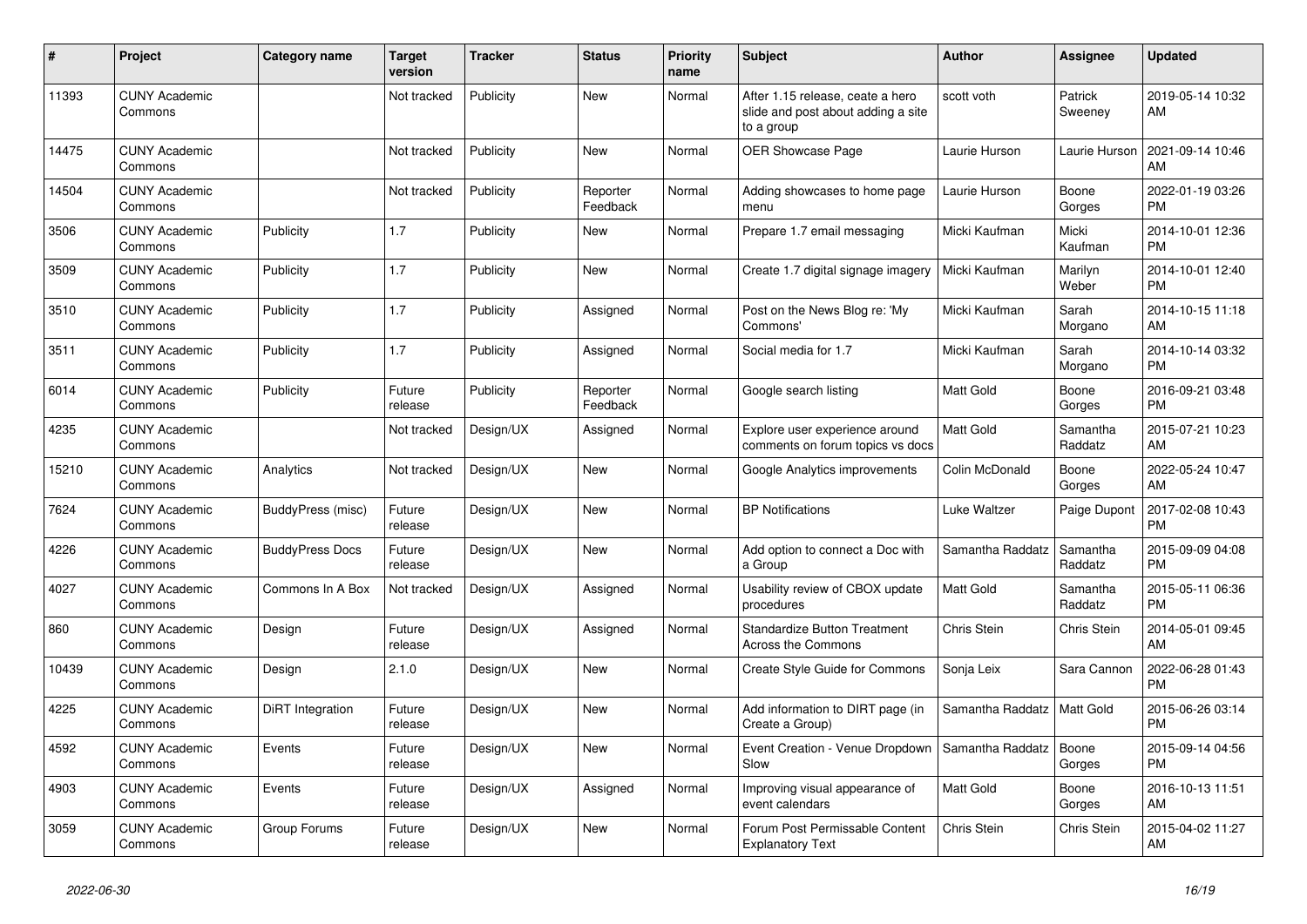| # | Project | Category name | Target version | Tracker | Status | Priority name | Subject | Author | Assignee | Updated |
|---|---|---|---|---|---|---|---|---|---|---|
| 11393 | CUNY Academic Commons | | Not tracked | Publicity | New | Normal | After 1.15 release, ceate a hero slide and post about adding a site to a group | scott voth | Patrick Sweeney | 2019-05-14 10:32 AM |
| 14475 | CUNY Academic Commons | | Not tracked | Publicity | New | Normal | OER Showcase Page | Laurie Hurson | Laurie Hurson | 2021-09-14 10:46 AM |
| 14504 | CUNY Academic Commons | | Not tracked | Publicity | Reporter Feedback | Normal | Adding showcases to home page menu | Laurie Hurson | Boone Gorges | 2022-01-19 03:26 PM |
| 3506 | CUNY Academic Commons | Publicity | 1.7 | Publicity | New | Normal | Prepare 1.7 email messaging | Micki Kaufman | Micki Kaufman | 2014-10-01 12:36 PM |
| 3509 | CUNY Academic Commons | Publicity | 1.7 | Publicity | New | Normal | Create 1.7 digital signage imagery | Micki Kaufman | Marilyn Weber | 2014-10-01 12:40 PM |
| 3510 | CUNY Academic Commons | Publicity | 1.7 | Publicity | Assigned | Normal | Post on the News Blog re: 'My Commons' | Micki Kaufman | Sarah Morgano | 2014-10-15 11:18 AM |
| 3511 | CUNY Academic Commons | Publicity | 1.7 | Publicity | Assigned | Normal | Social media for 1.7 | Micki Kaufman | Sarah Morgano | 2014-10-14 03:32 PM |
| 6014 | CUNY Academic Commons | Publicity | Future release | Publicity | Reporter Feedback | Normal | Google search listing | Matt Gold | Boone Gorges | 2016-09-21 03:48 PM |
| 4235 | CUNY Academic Commons | | Not tracked | Design/UX | Assigned | Normal | Explore user experience around comments on forum topics vs docs | Matt Gold | Samantha Raddatz | 2015-07-21 10:23 AM |
| 15210 | CUNY Academic Commons | Analytics | Not tracked | Design/UX | New | Normal | Google Analytics improvements | Colin McDonald | Boone Gorges | 2022-05-24 10:47 AM |
| 7624 | CUNY Academic Commons | BuddyPress (misc) | Future release | Design/UX | New | Normal | BP Notifications | Luke Waltzer | Paige Dupont | 2017-02-08 10:43 PM |
| 4226 | CUNY Academic Commons | BuddyPress Docs | Future release | Design/UX | New | Normal | Add option to connect a Doc with a Group | Samantha Raddatz | Samantha Raddatz | 2015-09-09 04:08 PM |
| 4027 | CUNY Academic Commons | Commons In A Box | Not tracked | Design/UX | Assigned | Normal | Usability review of CBOX update procedures | Matt Gold | Samantha Raddatz | 2015-05-11 06:36 PM |
| 860 | CUNY Academic Commons | Design | Future release | Design/UX | Assigned | Normal | Standardize Button Treatment Across the Commons | Chris Stein | Chris Stein | 2014-05-01 09:45 AM |
| 10439 | CUNY Academic Commons | Design | 2.1.0 | Design/UX | New | Normal | Create Style Guide for Commons | Sonja Leix | Sara Cannon | 2022-06-28 01:43 PM |
| 4225 | CUNY Academic Commons | DiRT Integration | Future release | Design/UX | New | Normal | Add information to DIRT page (in Create a Group) | Samantha Raddatz | Matt Gold | 2015-06-26 03:14 PM |
| 4592 | CUNY Academic Commons | Events | Future release | Design/UX | New | Normal | Event Creation - Venue Dropdown Slow | Samantha Raddatz | Boone Gorges | 2015-09-14 04:56 PM |
| 4903 | CUNY Academic Commons | Events | Future release | Design/UX | Assigned | Normal | Improving visual appearance of event calendars | Matt Gold | Boone Gorges | 2016-10-13 11:51 AM |
| 3059 | CUNY Academic Commons | Group Forums | Future release | Design/UX | New | Normal | Forum Post Permissable Content Explanatory Text | Chris Stein | Chris Stein | 2015-04-02 11:27 AM |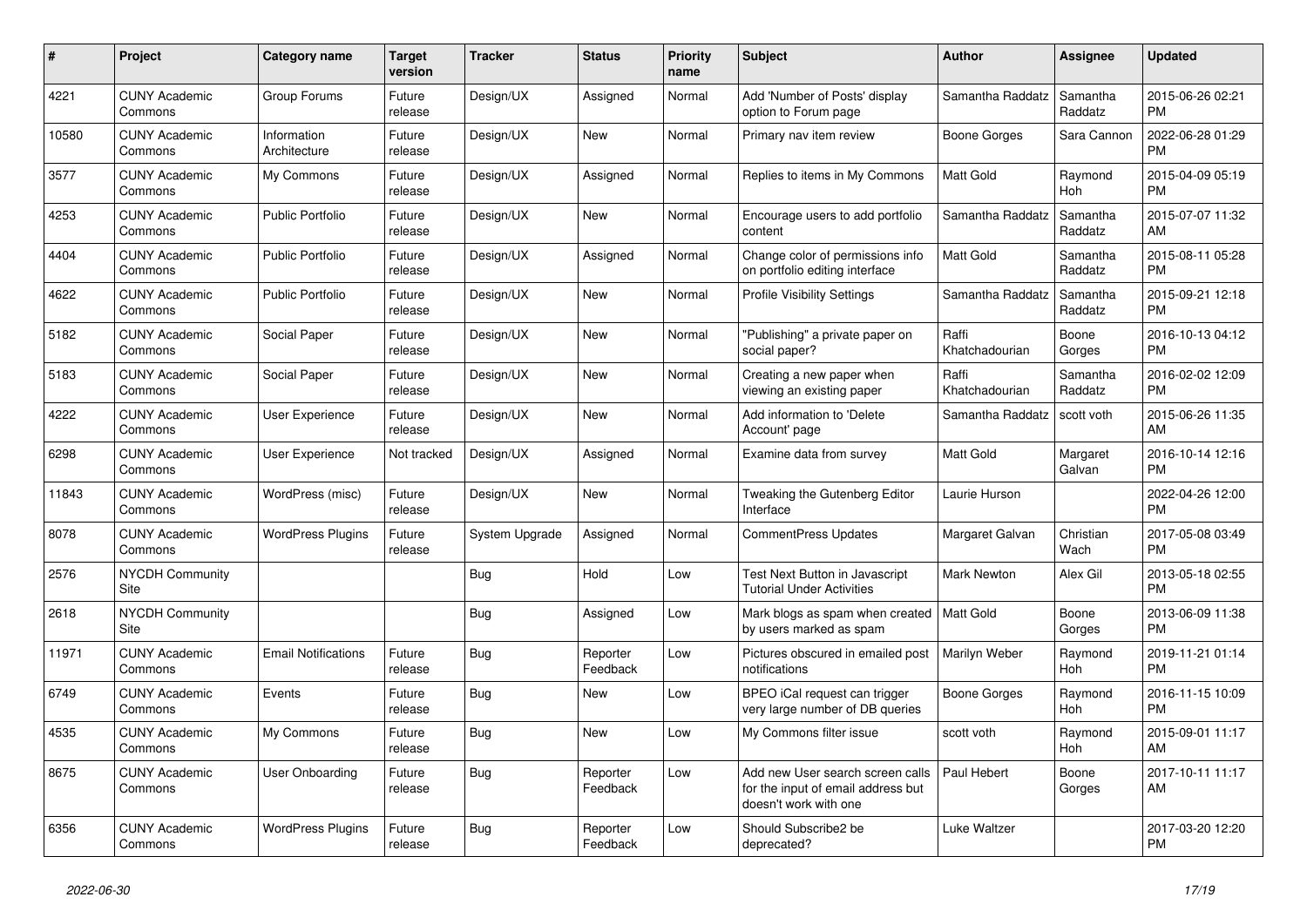| # | Project | Category name | Target version | Tracker | Status | Priority name | Subject | Author | Assignee | Updated |
|---|---|---|---|---|---|---|---|---|---|---|
| 4221 | CUNY Academic Commons | Group Forums | Future release | Design/UX | Assigned | Normal | Add 'Number of Posts' display option to Forum page | Samantha Raddatz | Samantha Raddatz | 2015-06-26 02:21 PM |
| 10580 | CUNY Academic Commons | Information Architecture | Future release | Design/UX | New | Normal | Primary nav item review | Boone Gorges | Sara Cannon | 2022-06-28 01:29 PM |
| 3577 | CUNY Academic Commons | My Commons | Future release | Design/UX | Assigned | Normal | Replies to items in My Commons | Matt Gold | Raymond Hoh | 2015-04-09 05:19 PM |
| 4253 | CUNY Academic Commons | Public Portfolio | Future release | Design/UX | New | Normal | Encourage users to add portfolio content | Samantha Raddatz | Samantha Raddatz | 2015-07-07 11:32 AM |
| 4404 | CUNY Academic Commons | Public Portfolio | Future release | Design/UX | Assigned | Normal | Change color of permissions info on portfolio editing interface | Matt Gold | Samantha Raddatz | 2015-08-11 05:28 PM |
| 4622 | CUNY Academic Commons | Public Portfolio | Future release | Design/UX | New | Normal | Profile Visibility Settings | Samantha Raddatz | Samantha Raddatz | 2015-09-21 12:18 PM |
| 5182 | CUNY Academic Commons | Social Paper | Future release | Design/UX | New | Normal | "Publishing" a private paper on social paper? | Raffi Khatchadourian | Boone Gorges | 2016-10-13 04:12 PM |
| 5183 | CUNY Academic Commons | Social Paper | Future release | Design/UX | New | Normal | Creating a new paper when viewing an existing paper | Raffi Khatchadourian | Samantha Raddatz | 2016-02-02 12:09 PM |
| 4222 | CUNY Academic Commons | User Experience | Future release | Design/UX | New | Normal | Add information to 'Delete Account' page | Samantha Raddatz | scott voth | 2015-06-26 11:35 AM |
| 6298 | CUNY Academic Commons | User Experience | Not tracked | Design/UX | Assigned | Normal | Examine data from survey | Matt Gold | Margaret Galvan | 2016-10-14 12:16 PM |
| 11843 | CUNY Academic Commons | WordPress (misc) | Future release | Design/UX | New | Normal | Tweaking the Gutenberg Editor Interface | Laurie Hurson | | 2022-04-26 12:00 PM |
| 8078 | CUNY Academic Commons | WordPress Plugins | Future release | System Upgrade | Assigned | Normal | CommentPress Updates | Margaret Galvan | Christian Wach | 2017-05-08 03:49 PM |
| 2576 | NYCDH Community Site | | | Bug | Hold | Low | Test Next Button in Javascript Tutorial Under Activities | Mark Newton | Alex Gil | 2013-05-18 02:55 PM |
| 2618 | NYCDH Community Site | | | Bug | Assigned | Low | Mark blogs as spam when created by users marked as spam | Matt Gold | Boone Gorges | 2013-06-09 11:38 PM |
| 11971 | CUNY Academic Commons | Email Notifications | Future release | Bug | Reporter Feedback | Low | Pictures obscured in emailed post notifications | Marilyn Weber | Raymond Hoh | 2019-11-21 01:14 PM |
| 6749 | CUNY Academic Commons | Events | Future release | Bug | New | Low | BPEO iCal request can trigger very large number of DB queries | Boone Gorges | Raymond Hoh | 2016-11-15 10:09 PM |
| 4535 | CUNY Academic Commons | My Commons | Future release | Bug | New | Low | My Commons filter issue | scott voth | Raymond Hoh | 2015-09-01 11:17 AM |
| 8675 | CUNY Academic Commons | User Onboarding | Future release | Bug | Reporter Feedback | Low | Add new User search screen calls for the input of email address but doesn't work with one | Paul Hebert | Boone Gorges | 2017-10-11 11:17 AM |
| 6356 | CUNY Academic Commons | WordPress Plugins | Future release | Bug | Reporter Feedback | Low | Should Subscribe2 be deprecated? | Luke Waltzer | | 2017-03-20 12:20 PM |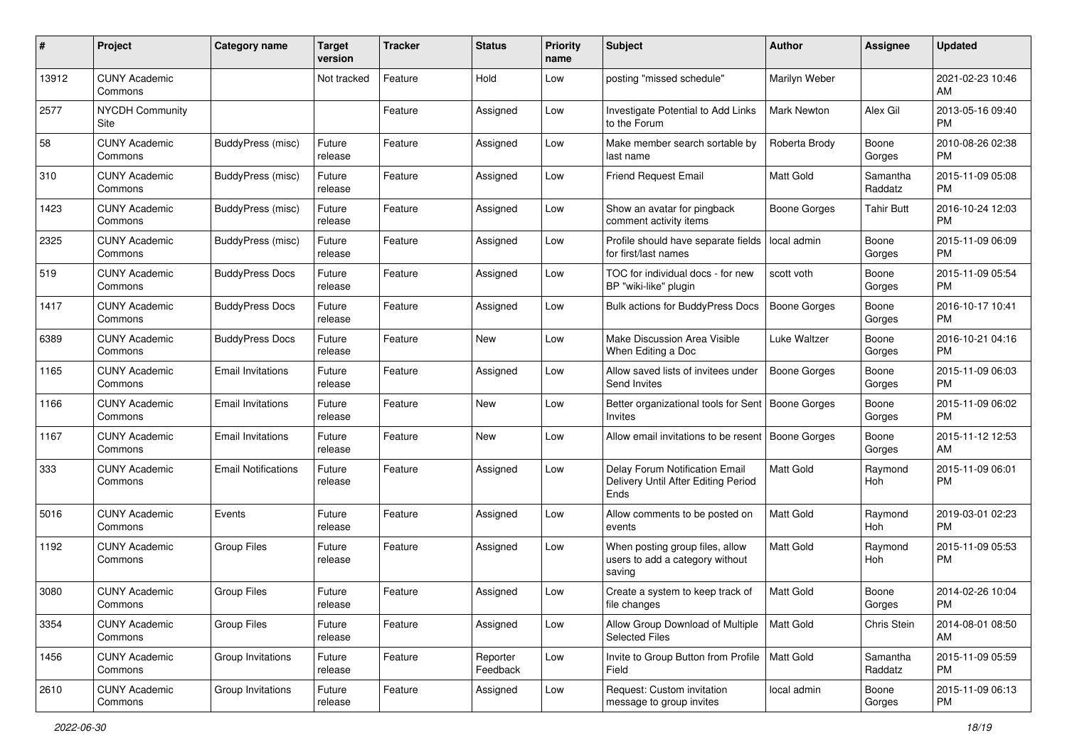| # | Project | Category name | Target version | Tracker | Status | Priority name | Subject | Author | Assignee | Updated |
|---|---|---|---|---|---|---|---|---|---|---|
| 13912 | CUNY Academic Commons | | Not tracked | Feature | Hold | Low | posting "missed schedule" | Marilyn Weber | | 2021-02-23 10:46 AM |
| 2577 | NYCDH Community Site | | | Feature | Assigned | Low | Investigate Potential to Add Links to the Forum | Mark Newton | Alex Gil | 2013-05-16 09:40 PM |
| 58 | CUNY Academic Commons | BuddyPress (misc) | Future release | Feature | Assigned | Low | Make member search sortable by last name | Roberta Brody | Boone Gorges | 2010-08-26 02:38 PM |
| 310 | CUNY Academic Commons | BuddyPress (misc) | Future release | Feature | Assigned | Low | Friend Request Email | Matt Gold | Samantha Raddatz | 2015-11-09 05:08 PM |
| 1423 | CUNY Academic Commons | BuddyPress (misc) | Future release | Feature | Assigned | Low | Show an avatar for pingback comment activity items | Boone Gorges | Tahir Butt | 2016-10-24 12:03 PM |
| 2325 | CUNY Academic Commons | BuddyPress (misc) | Future release | Feature | Assigned | Low | Profile should have separate fields for first/last names | local admin | Boone Gorges | 2015-11-09 06:09 PM |
| 519 | CUNY Academic Commons | BuddyPress Docs | Future release | Feature | Assigned | Low | TOC for individual docs - for new BP "wiki-like" plugin | scott voth | Boone Gorges | 2015-11-09 05:54 PM |
| 1417 | CUNY Academic Commons | BuddyPress Docs | Future release | Feature | Assigned | Low | Bulk actions for BuddyPress Docs | Boone Gorges | Boone Gorges | 2016-10-17 10:41 PM |
| 6389 | CUNY Academic Commons | BuddyPress Docs | Future release | Feature | New | Low | Make Discussion Area Visible When Editing a Doc | Luke Waltzer | Boone Gorges | 2016-10-21 04:16 PM |
| 1165 | CUNY Academic Commons | Email Invitations | Future release | Feature | Assigned | Low | Allow saved lists of invitees under Send Invites | Boone Gorges | Boone Gorges | 2015-11-09 06:03 PM |
| 1166 | CUNY Academic Commons | Email Invitations | Future release | Feature | New | Low | Better organizational tools for Sent Invites | Boone Gorges | Boone Gorges | 2015-11-09 06:02 PM |
| 1167 | CUNY Academic Commons | Email Invitations | Future release | Feature | New | Low | Allow email invitations to be resent | Boone Gorges | Boone Gorges | 2015-11-12 12:53 AM |
| 333 | CUNY Academic Commons | Email Notifications | Future release | Feature | Assigned | Low | Delay Forum Notification Email Delivery Until After Editing Period Ends | Matt Gold | Raymond Hoh | 2015-11-09 06:01 PM |
| 5016 | CUNY Academic Commons | Events | Future release | Feature | Assigned | Low | Allow comments to be posted on events | Matt Gold | Raymond Hoh | 2019-03-01 02:23 PM |
| 1192 | CUNY Academic Commons | Group Files | Future release | Feature | Assigned | Low | When posting group files, allow users to add a category without saving | Matt Gold | Raymond Hoh | 2015-11-09 05:53 PM |
| 3080 | CUNY Academic Commons | Group Files | Future release | Feature | Assigned | Low | Create a system to keep track of file changes | Matt Gold | Boone Gorges | 2014-02-26 10:04 PM |
| 3354 | CUNY Academic Commons | Group Files | Future release | Feature | Assigned | Low | Allow Group Download of Multiple Selected Files | Matt Gold | Chris Stein | 2014-08-01 08:50 AM |
| 1456 | CUNY Academic Commons | Group Invitations | Future release | Feature | Reporter Feedback | Low | Invite to Group Button from Profile Field | Matt Gold | Samantha Raddatz | 2015-11-09 05:59 PM |
| 2610 | CUNY Academic Commons | Group Invitations | Future release | Feature | Assigned | Low | Request: Custom invitation message to group invites | local admin | Boone Gorges | 2015-11-09 06:13 PM |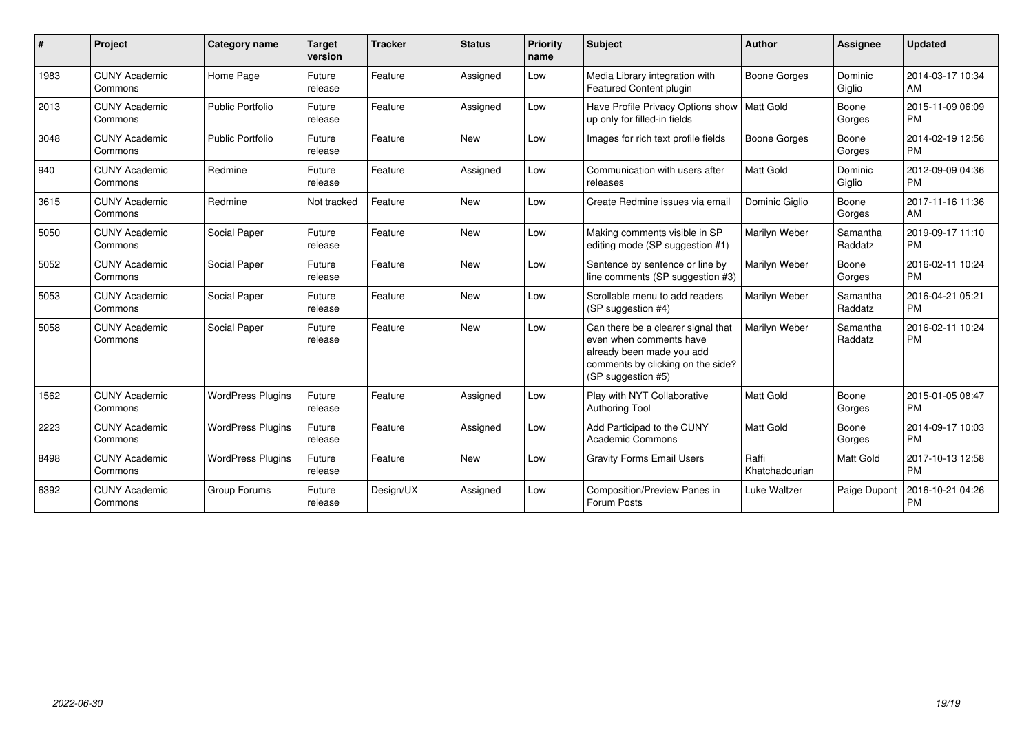| # | Project | Category name | Target version | Tracker | Status | Priority name | Subject | Author | Assignee | Updated |
|---|---|---|---|---|---|---|---|---|---|---|
| 1983 | CUNY Academic Commons | Home Page | Future release | Feature | Assigned | Low | Media Library integration with Featured Content plugin | Boone Gorges | Dominic Giglio | 2014-03-17 10:34 AM |
| 2013 | CUNY Academic Commons | Public Portfolio | Future release | Feature | Assigned | Low | Have Profile Privacy Options show up only for filled-in fields | Matt Gold | Boone Gorges | 2015-11-09 06:09 PM |
| 3048 | CUNY Academic Commons | Public Portfolio | Future release | Feature | New | Low | Images for rich text profile fields | Boone Gorges | Boone Gorges | 2014-02-19 12:56 PM |
| 940 | CUNY Academic Commons | Redmine | Future release | Feature | Assigned | Low | Communication with users after releases | Matt Gold | Dominic Giglio | 2012-09-09 04:36 PM |
| 3615 | CUNY Academic Commons | Redmine | Not tracked | Feature | New | Low | Create Redmine issues via email | Dominic Giglio | Boone Gorges | 2017-11-16 11:36 AM |
| 5050 | CUNY Academic Commons | Social Paper | Future release | Feature | New | Low | Making comments visible in SP editing mode (SP suggestion #1) | Marilyn Weber | Samantha Raddatz | 2019-09-17 11:10 PM |
| 5052 | CUNY Academic Commons | Social Paper | Future release | Feature | New | Low | Sentence by sentence or line by line comments (SP suggestion #3) | Marilyn Weber | Boone Gorges | 2016-02-11 10:24 PM |
| 5053 | CUNY Academic Commons | Social Paper | Future release | Feature | New | Low | Scrollable menu to add readers (SP suggestion #4) | Marilyn Weber | Samantha Raddatz | 2016-04-21 05:21 PM |
| 5058 | CUNY Academic Commons | Social Paper | Future release | Feature | New | Low | Can there be a clearer signal that even when comments have already been made you add comments by clicking on the side? (SP suggestion #5) | Marilyn Weber | Samantha Raddatz | 2016-02-11 10:24 PM |
| 1562 | CUNY Academic Commons | WordPress Plugins | Future release | Feature | Assigned | Low | Play with NYT Collaborative Authoring Tool | Matt Gold | Boone Gorges | 2015-01-05 08:47 PM |
| 2223 | CUNY Academic Commons | WordPress Plugins | Future release | Feature | Assigned | Low | Add Participad to the CUNY Academic Commons | Matt Gold | Boone Gorges | 2014-09-17 10:03 PM |
| 8498 | CUNY Academic Commons | WordPress Plugins | Future release | Feature | New | Low | Gravity Forms Email Users | Raffi Khatchadourian | Matt Gold | 2017-10-13 12:58 PM |
| 6392 | CUNY Academic Commons | Group Forums | Future release | Design/UX | Assigned | Low | Composition/Preview Panes in Forum Posts | Luke Waltzer | Paige Dupont | 2016-10-21 04:26 PM |